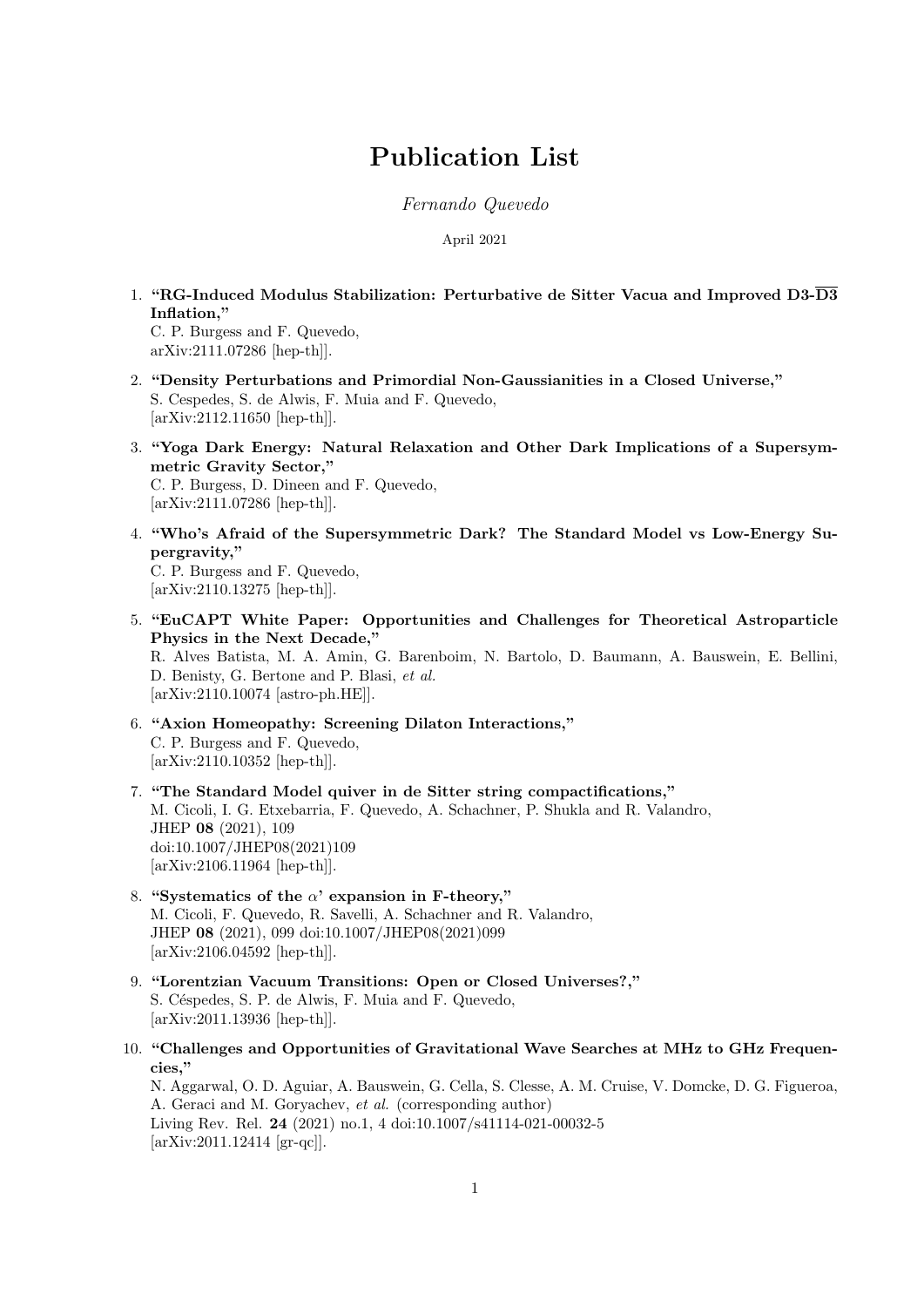# Publication List

*Fernando Quevedo*

April 2021

1. **"RG-Induced Modulus Stabilization: Perturbative de Sitter Vacua and Improved D3-$\overline{\text{D3}}$ Inflation,"**
   C. P. Burgess and F. Quevedo,
   arXiv:2111.07286 [hep-th]].

2. **"Density Perturbations and Primordial Non-Gaussianities in a Closed Universe,"**
   S. Cespedes, S. de Alwis, F. Muia and F. Quevedo,
   [arXiv:2112.11650 [hep-th]].

3. **"Yoga Dark Energy: Natural Relaxation and Other Dark Implications of a Supersymmetric Gravity Sector,"**
   C. P. Burgess, D. Dineen and F. Quevedo,
   [arXiv:2111.07286 [hep-th]].

4. **"Who's Afraid of the Supersymmetric Dark? The Standard Model vs Low-Energy Supergravity,"**
   C. P. Burgess and F. Quevedo,
   [arXiv:2110.13275 [hep-th]].

5. **"EuCAPT White Paper: Opportunities and Challenges for Theoretical Astroparticle Physics in the Next Decade,"**
   R. Alves Batista, M. A. Amin, G. Barenboim, N. Bartolo, D. Baumann, A. Bauswein, E. Bellini, D. Benisty, G. Bertone and P. Blasi, *et al.*
   [arXiv:2110.10074 [astro-ph.HE]].

6. **"Axion Homeopathy: Screening Dilaton Interactions,"**
   C. P. Burgess and F. Quevedo,
   [arXiv:2110.10352 [hep-th]].

7. **"The Standard Model quiver in de Sitter string compactifications,"**
   M. Cicoli, I. G. Etxebarria, F. Quevedo, A. Schachner, P. Shukla and R. Valandro,
   JHEP **08** (2021), 109
   doi:10.1007/JHEP08(2021)109
   [arXiv:2106.11964 [hep-th]].

8. **"Systematics of the $\alpha$' expansion in F-theory,"**
   M. Cicoli, F. Quevedo, R. Savelli, A. Schachner and R. Valandro,
   JHEP **08** (2021), 099 doi:10.1007/JHEP08(2021)099
   [arXiv:2106.04592 [hep-th]].

9. **"Lorentzian Vacuum Transitions: Open or Closed Universes?,"**
   S. Céspedes, S. P. de Alwis, F. Muia and F. Quevedo,
   [arXiv:2011.13936 [hep-th]].

10. **"Challenges and Opportunities of Gravitational Wave Searches at MHz to GHz Frequencies,"**
    N. Aggarwal, O. D. Aguiar, A. Bauswein, G. Cella, S. Clesse, A. M. Cruise, V. Domcke, D. G. Figueroa, A. Geraci and M. Goryachev, *et al.* (corresponding author)
    Living Rev. Rel. **24** (2021) no.1, 4 doi:10.1007/s41114-021-00032-5
    [arXiv:2011.12414 [gr-qc]].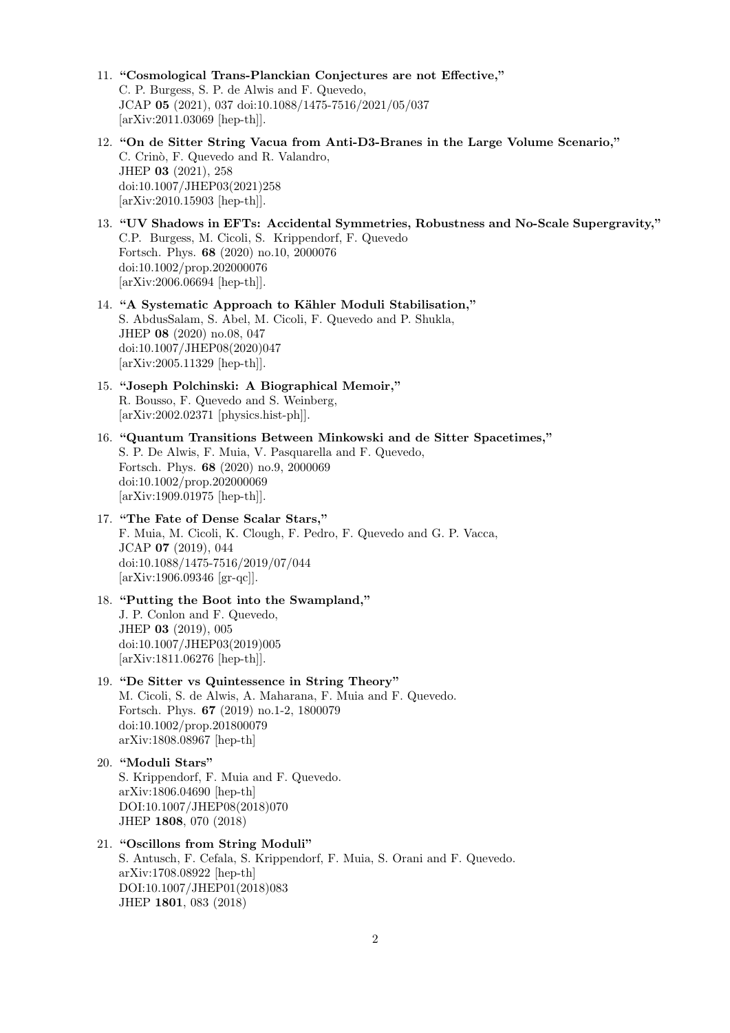11. **"Cosmological Trans-Planckian Conjectures are not Effective,"**
C. P. Burgess, S. P. de Alwis and F. Quevedo,
JCAP **05** (2021), 037 doi:10.1088/1475-7516/2021/05/037
[arXiv:2011.03069 [hep-th]].

12. **"On de Sitter String Vacua from Anti-D3-Branes in the Large Volume Scenario,"**
C. Crinò, F. Quevedo and R. Valandro,
JHEP **03** (2021), 258
doi:10.1007/JHEP03(2021)258
[arXiv:2010.15903 [hep-th]].

13. **"UV Shadows in EFTs: Accidental Symmetries, Robustness and No-Scale Supergravity,"**
C.P. Burgess, M. Cicoli, S. Krippendorf, F. Quevedo
Fortsch. Phys. **68** (2020) no.10, 2000076
doi:10.1002/prop.202000076
[arXiv:2006.06694 [hep-th]].

14. **"A Systematic Approach to Kähler Moduli Stabilisation,"**
S. AbdusSalam, S. Abel, M. Cicoli, F. Quevedo and P. Shukla,
JHEP **08** (2020) no.08, 047
doi:10.1007/JHEP08(2020)047
[arXiv:2005.11329 [hep-th]].

15. **"Joseph Polchinski: A Biographical Memoir,"**
R. Bousso, F. Quevedo and S. Weinberg,
[arXiv:2002.02371 [physics.hist-ph]].

16. **"Quantum Transitions Between Minkowski and de Sitter Spacetimes,"**
S. P. De Alwis, F. Muia, V. Pasquarella and F. Quevedo,
Fortsch. Phys. **68** (2020) no.9, 2000069
doi:10.1002/prop.202000069
[arXiv:1909.01975 [hep-th]].

17. **"The Fate of Dense Scalar Stars,"**
F. Muia, M. Cicoli, K. Clough, F. Pedro, F. Quevedo and G. P. Vacca,
JCAP **07** (2019), 044
doi:10.1088/1475-7516/2019/07/044
[arXiv:1906.09346 [gr-qc]].

18. **"Putting the Boot into the Swampland,"**
J. P. Conlon and F. Quevedo,
JHEP **03** (2019), 005
doi:10.1007/JHEP03(2019)005
[arXiv:1811.06276 [hep-th]].

19. **"De Sitter vs Quintessence in String Theory"**
M. Cicoli, S. de Alwis, A. Maharana, F. Muia and F. Quevedo.
Fortsch. Phys. **67** (2019) no.1-2, 1800079
doi:10.1002/prop.201800079
arXiv:1808.08967 [hep-th]

20. **"Moduli Stars"**
S. Krippendorf, F. Muia and F. Quevedo.
arXiv:1806.04690 [hep-th]
DOI:10.1007/JHEP08(2018)070
JHEP **1808**, 070 (2018)

21. **"Oscillons from String Moduli"**
S. Antusch, F. Cefala, S. Krippendorf, F. Muia, S. Orani and F. Quevedo.
arXiv:1708.08922 [hep-th]
DOI:10.1007/JHEP01(2018)083
JHEP **1801**, 083 (2018)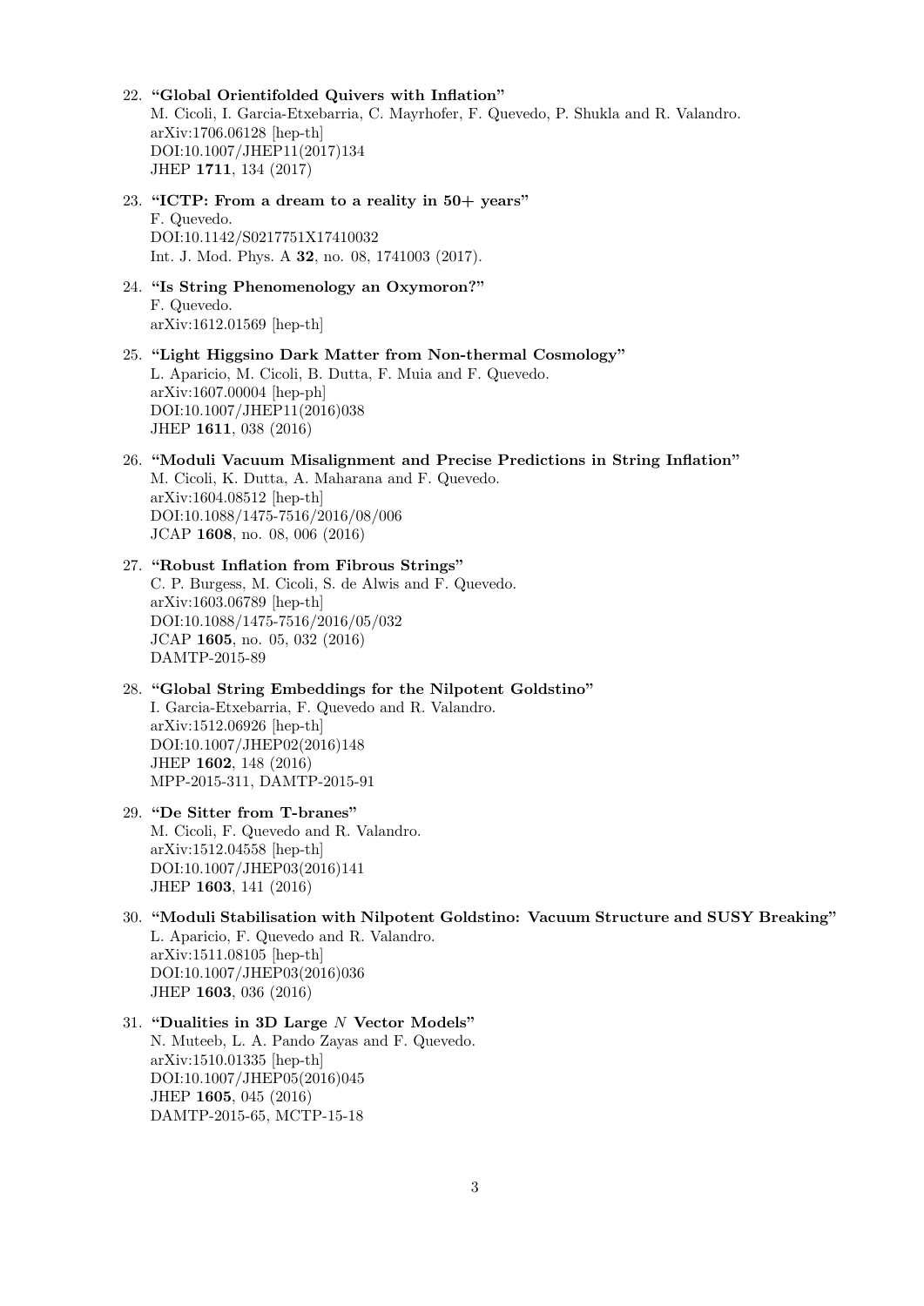22. **"Global Orientifolded Quivers with Inflation"**
    M. Cicoli, I. Garcia-Etxebarria, C. Mayrhofer, F. Quevedo, P. Shukla and R. Valandro.
    arXiv:1706.06128 [hep-th]
    DOI:10.1007/JHEP11(2017)134
    JHEP **1711**, 134 (2017)

23. **"ICTP: From a dream to a reality in 50+ years"**
    F. Quevedo.
    DOI:10.1142/S0217751X17410032
    Int. J. Mod. Phys. A **32**, no. 08, 1741003 (2017).

24. **"Is String Phenomenology an Oxymoron?"**
    F. Quevedo.
    arXiv:1612.01569 [hep-th]

25. **"Light Higgsino Dark Matter from Non-thermal Cosmology"**
    L. Aparicio, M. Cicoli, B. Dutta, F. Muia and F. Quevedo.
    arXiv:1607.00004 [hep-ph]
    DOI:10.1007/JHEP11(2016)038
    JHEP **1611**, 038 (2016)

26. **"Moduli Vacuum Misalignment and Precise Predictions in String Inflation"**
    M. Cicoli, K. Dutta, A. Maharana and F. Quevedo.
    arXiv:1604.08512 [hep-th]
    DOI:10.1088/1475-7516/2016/08/006
    JCAP **1608**, no. 08, 006 (2016)

27. **"Robust Inflation from Fibrous Strings"**
    C. P. Burgess, M. Cicoli, S. de Alwis and F. Quevedo.
    arXiv:1603.06789 [hep-th]
    DOI:10.1088/1475-7516/2016/05/032
    JCAP **1605**, no. 05, 032 (2016)
    DAMTP-2015-89

28. **"Global String Embeddings for the Nilpotent Goldstino"**
    I. Garcia-Etxebarria, F. Quevedo and R. Valandro.
    arXiv:1512.06926 [hep-th]
    DOI:10.1007/JHEP02(2016)148
    JHEP **1602**, 148 (2016)
    MPP-2015-311, DAMTP-2015-91

29. **"De Sitter from T-branes"**
    M. Cicoli, F. Quevedo and R. Valandro.
    arXiv:1512.04558 [hep-th]
    DOI:10.1007/JHEP03(2016)141
    JHEP **1603**, 141 (2016)

30. **"Moduli Stabilisation with Nilpotent Goldstino: Vacuum Structure and SUSY Breaking"**
    L. Aparicio, F. Quevedo and R. Valandro.
    arXiv:1511.08105 [hep-th]
    DOI:10.1007/JHEP03(2016)036
    JHEP **1603**, 036 (2016)

31. **"Dualities in 3D Large $N$ Vector Models"**
    N. Muteeb, L. A. Pando Zayas and F. Quevedo.
    arXiv:1510.01335 [hep-th]
    DOI:10.1007/JHEP05(2016)045
    JHEP **1605**, 045 (2016)
    DAMTP-2015-65, MCTP-15-18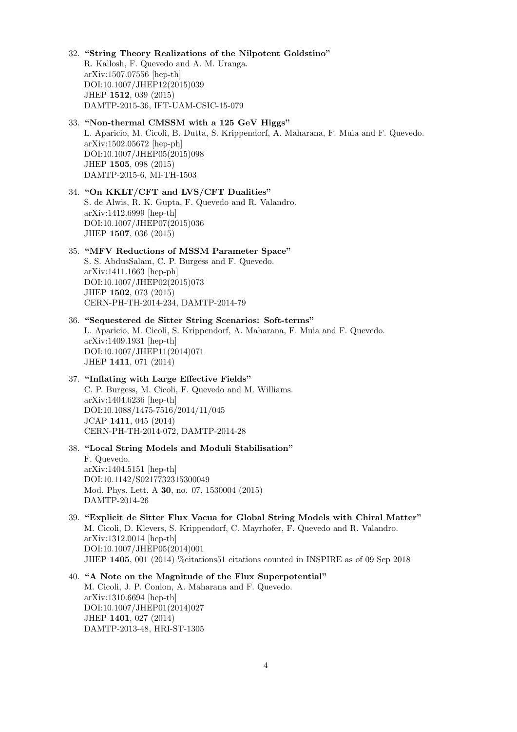32. **"String Theory Realizations of the Nilpotent Goldstino"**
R. Kallosh, F. Quevedo and A. M. Uranga.
arXiv:1507.07556 [hep-th]
DOI:10.1007/JHEP12(2015)039
JHEP **1512**, 039 (2015)
DAMTP-2015-36, IFT-UAM-CSIC-15-079

33. **"Non-thermal CMSSM with a 125 GeV Higgs"**
L. Aparicio, M. Cicoli, B. Dutta, S. Krippendorf, A. Maharana, F. Muia and F. Quevedo.
arXiv:1502.05672 [hep-ph]
DOI:10.1007/JHEP05(2015)098
JHEP **1505**, 098 (2015)
DAMTP-2015-6, MI-TH-1503

34. **"On KKLT/CFT and LVS/CFT Dualities"**
S. de Alwis, R. K. Gupta, F. Quevedo and R. Valandro.
arXiv:1412.6999 [hep-th]
DOI:10.1007/JHEP07(2015)036
JHEP **1507**, 036 (2015)

35. **"MFV Reductions of MSSM Parameter Space"**
S. S. AbdusSalam, C. P. Burgess and F. Quevedo.
arXiv:1411.1663 [hep-ph]
DOI:10.1007/JHEP02(2015)073
JHEP **1502**, 073 (2015)
CERN-PH-TH-2014-234, DAMTP-2014-79

36. **"Sequestered de Sitter String Scenarios: Soft-terms"**
L. Aparicio, M. Cicoli, S. Krippendorf, A. Maharana, F. Muia and F. Quevedo.
arXiv:1409.1931 [hep-th]
DOI:10.1007/JHEP11(2014)071
JHEP **1411**, 071 (2014)

37. **"Inflating with Large Effective Fields"**
C. P. Burgess, M. Cicoli, F. Quevedo and M. Williams.
arXiv:1404.6236 [hep-th]
DOI:10.1088/1475-7516/2014/11/045
JCAP **1411**, 045 (2014)
CERN-PH-TH-2014-072, DAMTP-2014-28

38. **"Local String Models and Moduli Stabilisation"**
F. Quevedo.
arXiv:1404.5151 [hep-th]
DOI:10.1142/S0217732315300049
Mod. Phys. Lett. A **30**, no. 07, 1530004 (2015)
DAMTP-2014-26

39. **"Explicit de Sitter Flux Vacua for Global String Models with Chiral Matter"**
M. Cicoli, D. Klevers, S. Krippendorf, C. Mayrhofer, F. Quevedo and R. Valandro.
arXiv:1312.0014 [hep-th]
DOI:10.1007/JHEP05(2014)001
JHEP **1405**, 001 (2014) %citations51 citations counted in INSPIRE as of 09 Sep 2018

40. **"A Note on the Magnitude of the Flux Superpotential"**
M. Cicoli, J. P. Conlon, A. Maharana and F. Quevedo.
arXiv:1310.6694 [hep-th]
DOI:10.1007/JHEP01(2014)027
JHEP **1401**, 027 (2014)
DAMTP-2013-48, HRI-ST-1305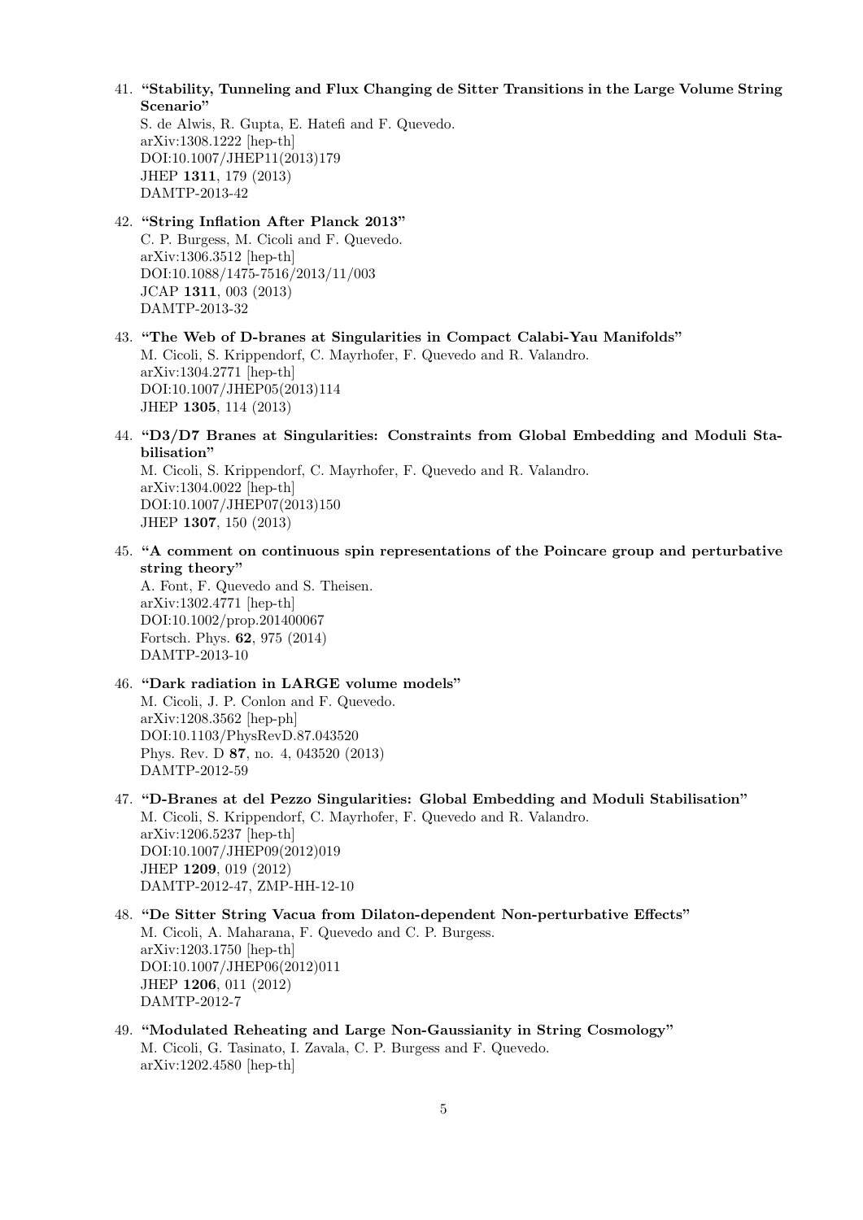41. **"Stability, Tunneling and Flux Changing de Sitter Transitions in the Large Volume String Scenario"**
S. de Alwis, R. Gupta, E. Hatefi and F. Quevedo.
arXiv:1308.1222 [hep-th]
DOI:10.1007/JHEP11(2013)179
JHEP **1311**, 179 (2013)
DAMTP-2013-42

42. **"String Inflation After Planck 2013"**
C. P. Burgess, M. Cicoli and F. Quevedo.
arXiv:1306.3512 [hep-th]
DOI:10.1088/1475-7516/2013/11/003
JCAP **1311**, 003 (2013)
DAMTP-2013-32

43. **"The Web of D-branes at Singularities in Compact Calabi-Yau Manifolds"**
M. Cicoli, S. Krippendorf, C. Mayrhofer, F. Quevedo and R. Valandro.
arXiv:1304.2771 [hep-th]
DOI:10.1007/JHEP05(2013)114
JHEP **1305**, 114 (2013)

44. **"D3/D7 Branes at Singularities: Constraints from Global Embedding and Moduli Stabilisation"**
M. Cicoli, S. Krippendorf, C. Mayrhofer, F. Quevedo and R. Valandro.
arXiv:1304.0022 [hep-th]
DOI:10.1007/JHEP07(2013)150
JHEP **1307**, 150 (2013)

45. **"A comment on continuous spin representations of the Poincare group and perturbative string theory"**
A. Font, F. Quevedo and S. Theisen.
arXiv:1302.4771 [hep-th]
DOI:10.1002/prop.201400067
Fortsch. Phys. **62**, 975 (2014)
DAMTP-2013-10

46. **"Dark radiation in LARGE volume models"**
M. Cicoli, J. P. Conlon and F. Quevedo.
arXiv:1208.3562 [hep-ph]
DOI:10.1103/PhysRevD.87.043520
Phys. Rev. D **87**, no. 4, 043520 (2013)
DAMTP-2012-59

47. **"D-Branes at del Pezzo Singularities: Global Embedding and Moduli Stabilisation"**
M. Cicoli, S. Krippendorf, C. Mayrhofer, F. Quevedo and R. Valandro.
arXiv:1206.5237 [hep-th]
DOI:10.1007/JHEP09(2012)019
JHEP **1209**, 019 (2012)
DAMTP-2012-47, ZMP-HH-12-10

48. **"De Sitter String Vacua from Dilaton-dependent Non-perturbative Effects"**
M. Cicoli, A. Maharana, F. Quevedo and C. P. Burgess.
arXiv:1203.1750 [hep-th]
DOI:10.1007/JHEP06(2012)011
JHEP **1206**, 011 (2012)
DAMTP-2012-7

49. **"Modulated Reheating and Large Non-Gaussianity in String Cosmology"**
M. Cicoli, G. Tasinato, I. Zavala, C. P. Burgess and F. Quevedo.
arXiv:1202.4580 [hep-th]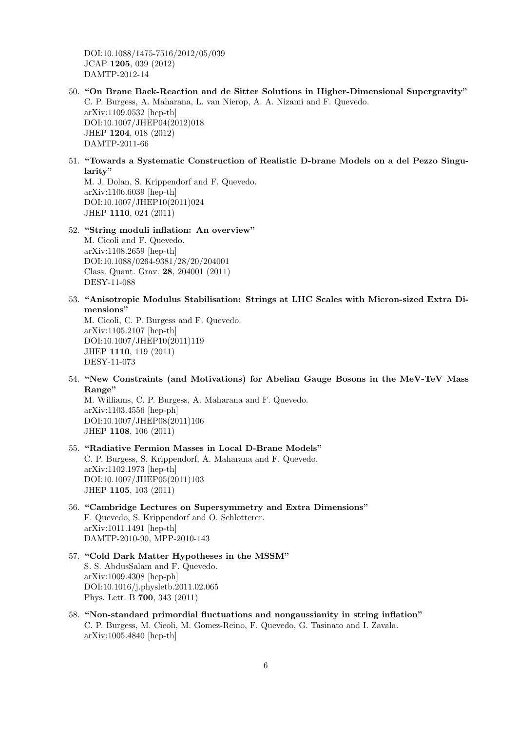DOI:10.1088/1475-7516/2012/05/039
JCAP **1205**, 039 (2012)
DAMTP-2012-14

50. **"On Brane Back-Reaction and de Sitter Solutions in Higher-Dimensional Supergravity"**
C. P. Burgess, A. Maharana, L. van Nierop, A. A. Nizami and F. Quevedo.
arXiv:1109.0532 [hep-th]
DOI:10.1007/JHEP04(2012)018
JHEP **1204**, 018 (2012)
DAMTP-2011-66

51. **"Towards a Systematic Construction of Realistic D-brane Models on a del Pezzo Singularity"**
M. J. Dolan, S. Krippendorf and F. Quevedo.
arXiv:1106.6039 [hep-th]
DOI:10.1007/JHEP10(2011)024
JHEP **1110**, 024 (2011)

52. **"String moduli inflation: An overview"**
M. Cicoli and F. Quevedo.
arXiv:1108.2659 [hep-th]
DOI:10.1088/0264-9381/28/20/204001
Class. Quant. Grav. **28**, 204001 (2011)
DESY-11-088

53. **"Anisotropic Modulus Stabilisation: Strings at LHC Scales with Micron-sized Extra Dimensions"**
M. Cicoli, C. P. Burgess and F. Quevedo.
arXiv:1105.2107 [hep-th]
DOI:10.1007/JHEP10(2011)119
JHEP **1110**, 119 (2011)
DESY-11-073

54. **"New Constraints (and Motivations) for Abelian Gauge Bosons in the MeV-TeV Mass Range"**
M. Williams, C. P. Burgess, A. Maharana and F. Quevedo.
arXiv:1103.4556 [hep-ph]
DOI:10.1007/JHEP08(2011)106
JHEP **1108**, 106 (2011)

55. **"Radiative Fermion Masses in Local D-Brane Models"**
C. P. Burgess, S. Krippendorf, A. Maharana and F. Quevedo.
arXiv:1102.1973 [hep-th]
DOI:10.1007/JHEP05(2011)103
JHEP **1105**, 103 (2011)

56. **"Cambridge Lectures on Supersymmetry and Extra Dimensions"**
F. Quevedo, S. Krippendorf and O. Schlotterer.
arXiv:1011.1491 [hep-th]
DAMTP-2010-90, MPP-2010-143

57. **"Cold Dark Matter Hypotheses in the MSSM"**
S. S. AbdusSalam and F. Quevedo.
arXiv:1009.4308 [hep-ph]
DOI:10.1016/j.physletb.2011.02.065
Phys. Lett. B **700**, 343 (2011)

58. **"Non-standard primordial fluctuations and nongaussianity in string inflation"**
C. P. Burgess, M. Cicoli, M. Gomez-Reino, F. Quevedo, G. Tasinato and I. Zavala.
arXiv:1005.4840 [hep-th]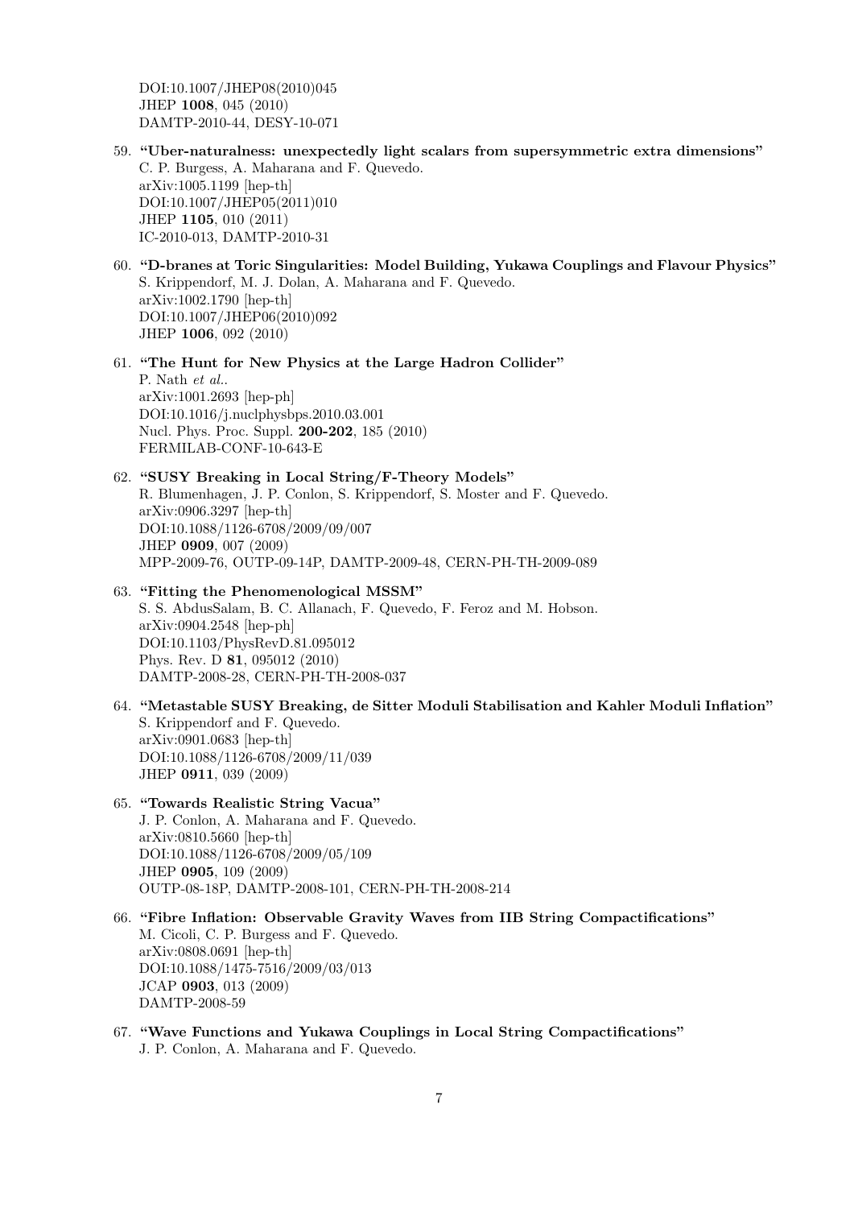DOI:10.1007/JHEP08(2010)045
JHEP **1008**, 045 (2010)
DAMTP-2010-44, DESY-10-071

59. **"Uber-naturalness: unexpectedly light scalars from supersymmetric extra dimensions"**
C. P. Burgess, A. Maharana and F. Quevedo.
arXiv:1005.1199 [hep-th]
DOI:10.1007/JHEP05(2011)010
JHEP **1105**, 010 (2011)
IC-2010-013, DAMTP-2010-31

60. **"D-branes at Toric Singularities: Model Building, Yukawa Couplings and Flavour Physics"**
S. Krippendorf, M. J. Dolan, A. Maharana and F. Quevedo.
arXiv:1002.1790 [hep-th]
DOI:10.1007/JHEP06(2010)092
JHEP **1006**, 092 (2010)

61. **"The Hunt for New Physics at the Large Hadron Collider"**
P. Nath *et al.*.
arXiv:1001.2693 [hep-ph]
DOI:10.1016/j.nuclphysbps.2010.03.001
Nucl. Phys. Proc. Suppl. **200-202**, 185 (2010)
FERMILAB-CONF-10-643-E

62. **"SUSY Breaking in Local String/F-Theory Models"**
R. Blumenhagen, J. P. Conlon, S. Krippendorf, S. Moster and F. Quevedo.
arXiv:0906.3297 [hep-th]
DOI:10.1088/1126-6708/2009/09/007
JHEP **0909**, 007 (2009)
MPP-2009-76, OUTP-09-14P, DAMTP-2009-48, CERN-PH-TH-2009-089

63. **"Fitting the Phenomenological MSSM"**
S. S. AbdusSalam, B. C. Allanach, F. Quevedo, F. Feroz and M. Hobson.
arXiv:0904.2548 [hep-ph]
DOI:10.1103/PhysRevD.81.095012
Phys. Rev. D **81**, 095012 (2010)
DAMTP-2008-28, CERN-PH-TH-2008-037

64. **"Metastable SUSY Breaking, de Sitter Moduli Stabilisation and Kahler Moduli Inflation"**
S. Krippendorf and F. Quevedo.
arXiv:0901.0683 [hep-th]
DOI:10.1088/1126-6708/2009/11/039
JHEP **0911**, 039 (2009)

65. **"Towards Realistic String Vacua"**
J. P. Conlon, A. Maharana and F. Quevedo.
arXiv:0810.5660 [hep-th]
DOI:10.1088/1126-6708/2009/05/109
JHEP **0905**, 109 (2009)
OUTP-08-18P, DAMTP-2008-101, CERN-PH-TH-2008-214

66. **"Fibre Inflation: Observable Gravity Waves from IIB String Compactifications"**
M. Cicoli, C. P. Burgess and F. Quevedo.
arXiv:0808.0691 [hep-th]
DOI:10.1088/1475-7516/2009/03/013
JCAP **0903**, 013 (2009)
DAMTP-2008-59

67. **"Wave Functions and Yukawa Couplings in Local String Compactifications"**
J. P. Conlon, A. Maharana and F. Quevedo.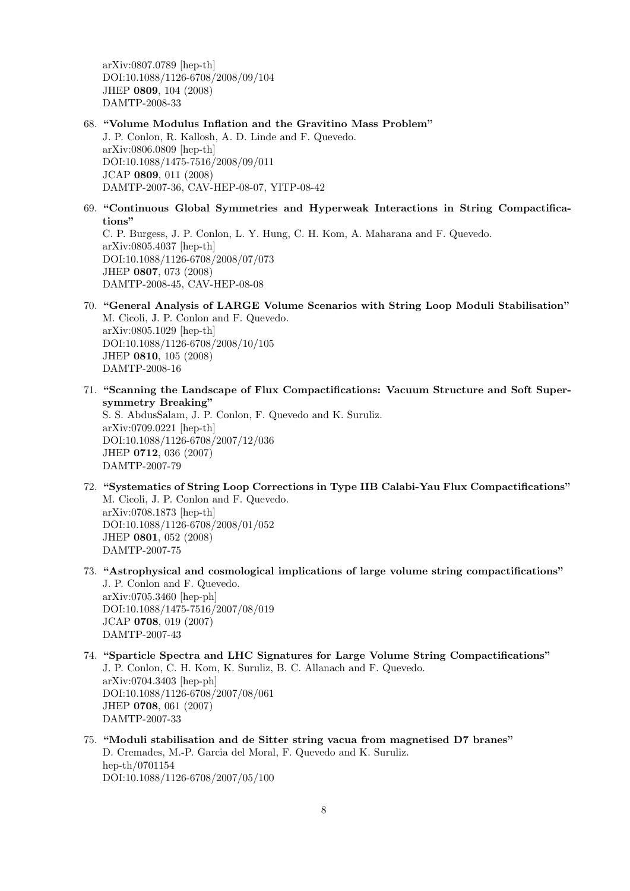arXiv:0807.0789 [hep-th]
DOI:10.1088/1126-6708/2008/09/104
JHEP **0809**, 104 (2008)
DAMTP-2008-33

68. **"Volume Modulus Inflation and the Gravitino Mass Problem"**
J. P. Conlon, R. Kallosh, A. D. Linde and F. Quevedo.
arXiv:0806.0809 [hep-th]
DOI:10.1088/1475-7516/2008/09/011
JCAP **0809**, 011 (2008)
DAMTP-2007-36, CAV-HEP-08-07, YITP-08-42

69. **"Continuous Global Symmetries and Hyperweak Interactions in String Compactifications"**
C. P. Burgess, J. P. Conlon, L. Y. Hung, C. H. Kom, A. Maharana and F. Quevedo.
arXiv:0805.4037 [hep-th]
DOI:10.1088/1126-6708/2008/07/073
JHEP **0807**, 073 (2008)
DAMTP-2008-45, CAV-HEP-08-08

70. **"General Analysis of LARGE Volume Scenarios with String Loop Moduli Stabilisation"**
M. Cicoli, J. P. Conlon and F. Quevedo.
arXiv:0805.1029 [hep-th]
DOI:10.1088/1126-6708/2008/10/105
JHEP **0810**, 105 (2008)
DAMTP-2008-16

71. **"Scanning the Landscape of Flux Compactifications: Vacuum Structure and Soft Supersymmetry Breaking"**
S. S. AbdusSalam, J. P. Conlon, F. Quevedo and K. Suruliz.
arXiv:0709.0221 [hep-th]
DOI:10.1088/1126-6708/2007/12/036
JHEP **0712**, 036 (2007)
DAMTP-2007-79

72. **"Systematics of String Loop Corrections in Type IIB Calabi-Yau Flux Compactifications"**
M. Cicoli, J. P. Conlon and F. Quevedo.
arXiv:0708.1873 [hep-th]
DOI:10.1088/1126-6708/2008/01/052
JHEP **0801**, 052 (2008)
DAMTP-2007-75

73. **"Astrophysical and cosmological implications of large volume string compactifications"**
J. P. Conlon and F. Quevedo.
arXiv:0705.3460 [hep-ph]
DOI:10.1088/1475-7516/2007/08/019
JCAP **0708**, 019 (2007)
DAMTP-2007-43

74. **"Sparticle Spectra and LHC Signatures for Large Volume String Compactifications"**
J. P. Conlon, C. H. Kom, K. Suruliz, B. C. Allanach and F. Quevedo.
arXiv:0704.3403 [hep-ph]
DOI:10.1088/1126-6708/2007/08/061
JHEP **0708**, 061 (2007)
DAMTP-2007-33

75. **"Moduli stabilisation and de Sitter string vacua from magnetised D7 branes"**
D. Cremades, M.-P. Garcia del Moral, F. Quevedo and K. Suruliz.
hep-th/0701154
DOI:10.1088/1126-6708/2007/05/100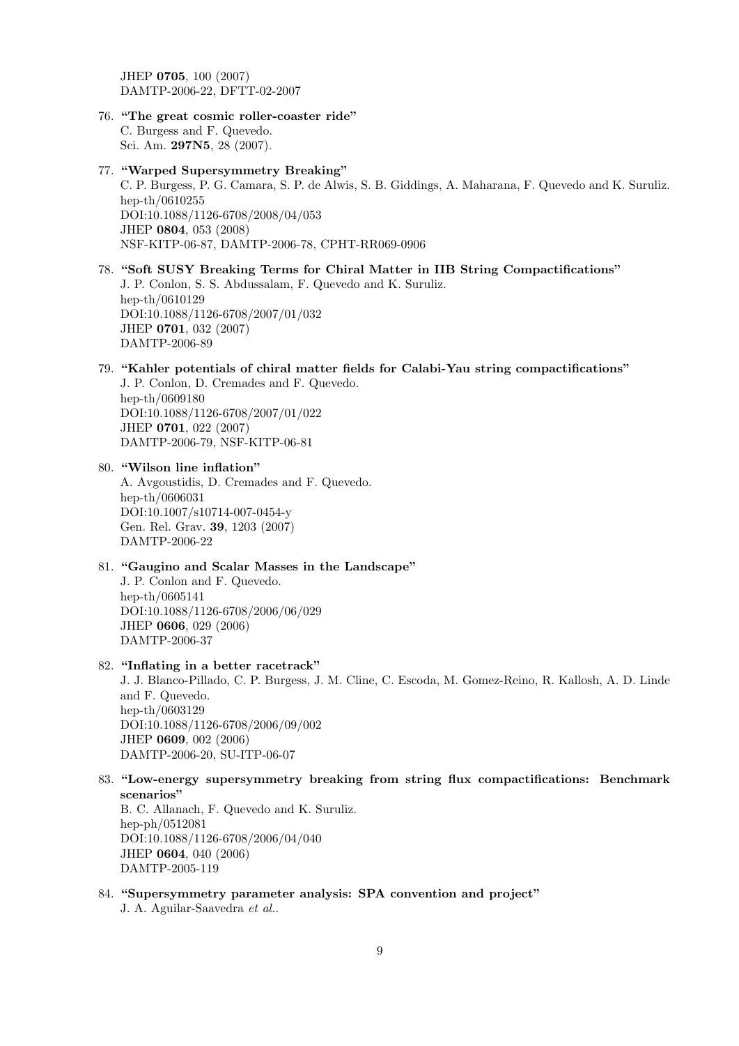JHEP **0705**, 100 (2007)
DAMTP-2006-22, DFTT-02-2007

76. **"The great cosmic roller-coaster ride"**
C. Burgess and F. Quevedo.
Sci. Am. **297N5**, 28 (2007).

77. **"Warped Supersymmetry Breaking"**
C. P. Burgess, P. G. Camara, S. P. de Alwis, S. B. Giddings, A. Maharana, F. Quevedo and K. Suruliz.
hep-th/0610255
DOI:10.1088/1126-6708/2008/04/053
JHEP **0804**, 053 (2008)
NSF-KITP-06-87, DAMTP-2006-78, CPHT-RR069-0906

78. **"Soft SUSY Breaking Terms for Chiral Matter in IIB String Compactifications"**
J. P. Conlon, S. S. Abdussalam, F. Quevedo and K. Suruliz.
hep-th/0610129
DOI:10.1088/1126-6708/2007/01/032
JHEP **0701**, 032 (2007)
DAMTP-2006-89

79. **"Kahler potentials of chiral matter fields for Calabi-Yau string compactifications"**
J. P. Conlon, D. Cremades and F. Quevedo.
hep-th/0609180
DOI:10.1088/1126-6708/2007/01/022
JHEP **0701**, 022 (2007)
DAMTP-2006-79, NSF-KITP-06-81

80. **"Wilson line inflation"**
A. Avgoustidis, D. Cremades and F. Quevedo.
hep-th/0606031
DOI:10.1007/s10714-007-0454-y
Gen. Rel. Grav. **39**, 1203 (2007)
DAMTP-2006-22

81. **"Gaugino and Scalar Masses in the Landscape"**
J. P. Conlon and F. Quevedo.
hep-th/0605141
DOI:10.1088/1126-6708/2006/06/029
JHEP **0606**, 029 (2006)
DAMTP-2006-37

82. **"Inflating in a better racetrack"**
J. J. Blanco-Pillado, C. P. Burgess, J. M. Cline, C. Escoda, M. Gomez-Reino, R. Kallosh, A. D. Linde and F. Quevedo.
hep-th/0603129
DOI:10.1088/1126-6708/2006/09/002
JHEP **0609**, 002 (2006)
DAMTP-2006-20, SU-ITP-06-07

83. **"Low-energy supersymmetry breaking from string flux compactifications: Benchmark scenarios"**
B. C. Allanach, F. Quevedo and K. Suruliz.
hep-ph/0512081
DOI:10.1088/1126-6708/2006/04/040
JHEP **0604**, 040 (2006)
DAMTP-2005-119

84. **"Supersymmetry parameter analysis: SPA convention and project"**
J. A. Aguilar-Saavedra *et al.*.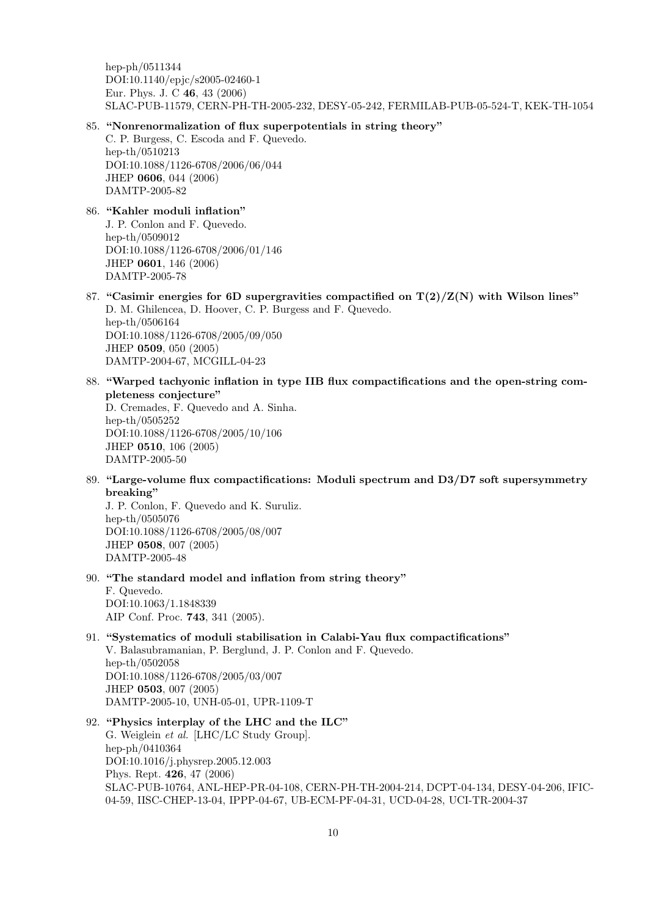hep-ph/0511344
DOI:10.1140/epjc/s2005-02460-1
Eur. Phys. J. C **46**, 43 (2006)
SLAC-PUB-11579, CERN-PH-TH-2005-232, DESY-05-242, FERMILAB-PUB-05-524-T, KEK-TH-1054

85. **"Nonrenormalization of flux superpotentials in string theory"**
    C. P. Burgess, C. Escoda and F. Quevedo.
    hep-th/0510213
    DOI:10.1088/1126-6708/2006/06/044
    JHEP **0606**, 044 (2006)
    DAMTP-2005-82

86. **"Kahler moduli inflation"**
    J. P. Conlon and F. Quevedo.
    hep-th/0509012
    DOI:10.1088/1126-6708/2006/01/146
    JHEP **0601**, 146 (2006)
    DAMTP-2005-78

87. **"Casimir energies for 6D supergravities compactified on T(2)/Z(N) with Wilson lines"**
    D. M. Ghilencea, D. Hoover, C. P. Burgess and F. Quevedo.
    hep-th/0506164
    DOI:10.1088/1126-6708/2005/09/050
    JHEP **0509**, 050 (2005)
    DAMTP-2004-67, MCGILL-04-23

88. **"Warped tachyonic inflation in type IIB flux compactifications and the open-string completeness conjecture"**
    D. Cremades, F. Quevedo and A. Sinha.
    hep-th/0505252
    DOI:10.1088/1126-6708/2005/10/106
    JHEP **0510**, 106 (2005)
    DAMTP-2005-50

89. **"Large-volume flux compactifications: Moduli spectrum and D3/D7 soft supersymmetry breaking"**
    J. P. Conlon, F. Quevedo and K. Suruliz.
    hep-th/0505076
    DOI:10.1088/1126-6708/2005/08/007
    JHEP **0508**, 007 (2005)
    DAMTP-2005-48

90. **"The standard model and inflation from string theory"**
    F. Quevedo.
    DOI:10.1063/1.1848339
    AIP Conf. Proc. **743**, 341 (2005).

91. **"Systematics of moduli stabilisation in Calabi-Yau flux compactifications"**
    V. Balasubramanian, P. Berglund, J. P. Conlon and F. Quevedo.
    hep-th/0502058
    DOI:10.1088/1126-6708/2005/03/007
    JHEP **0503**, 007 (2005)
    DAMTP-2005-10, UNH-05-01, UPR-1109-T

92. **"Physics interplay of the LHC and the ILC"**
    G. Weiglein *et al.* [LHC/LC Study Group].
    hep-ph/0410364
    DOI:10.1016/j.physrep.2005.12.003
    Phys. Rept. **426**, 47 (2006)
    SLAC-PUB-10764, ANL-HEP-PR-04-108, CERN-PH-TH-2004-214, DCPT-04-134, DESY-04-206, IFIC-04-59, IISC-CHEP-13-04, IPPP-04-67, UB-ECM-PF-04-31, UCD-04-28, UCI-TR-2004-37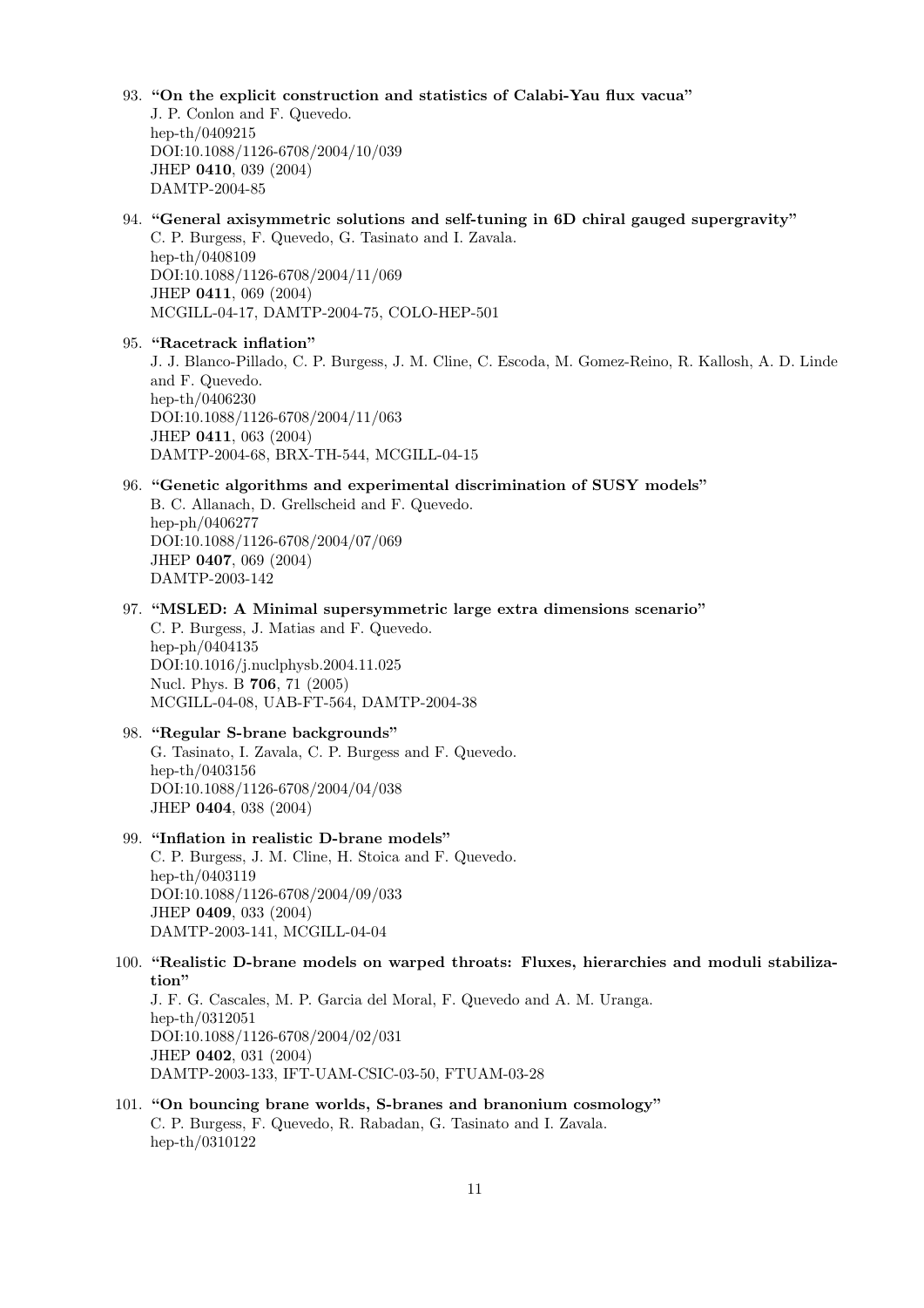93. **"On the explicit construction and statistics of Calabi-Yau flux vacua"**
    J. P. Conlon and F. Quevedo.
    hep-th/0409215
    DOI:10.1088/1126-6708/2004/10/039
    JHEP **0410**, 039 (2004)
    DAMTP-2004-85

94. **"General axisymmetric solutions and self-tuning in 6D chiral gauged supergravity"**
    C. P. Burgess, F. Quevedo, G. Tasinato and I. Zavala.
    hep-th/0408109
    DOI:10.1088/1126-6708/2004/11/069
    JHEP **0411**, 069 (2004)
    MCGILL-04-17, DAMTP-2004-75, COLO-HEP-501

95. **"Racetrack inflation"**
    J. J. Blanco-Pillado, C. P. Burgess, J. M. Cline, C. Escoda, M. Gomez-Reino, R. Kallosh, A. D. Linde and F. Quevedo.
    hep-th/0406230
    DOI:10.1088/1126-6708/2004/11/063
    JHEP **0411**, 063 (2004)
    DAMTP-2004-68, BRX-TH-544, MCGILL-04-15

96. **"Genetic algorithms and experimental discrimination of SUSY models"**
    B. C. Allanach, D. Grellscheid and F. Quevedo.
    hep-ph/0406277
    DOI:10.1088/1126-6708/2004/07/069
    JHEP **0407**, 069 (2004)
    DAMTP-2003-142

97. **"MSLED: A Minimal supersymmetric large extra dimensions scenario"**
    C. P. Burgess, J. Matias and F. Quevedo.
    hep-ph/0404135
    DOI:10.1016/j.nuclphysb.2004.11.025
    Nucl. Phys. B **706**, 71 (2005)
    MCGILL-04-08, UAB-FT-564, DAMTP-2004-38

98. **"Regular S-brane backgrounds"**
    G. Tasinato, I. Zavala, C. P. Burgess and F. Quevedo.
    hep-th/0403156
    DOI:10.1088/1126-6708/2004/04/038
    JHEP **0404**, 038 (2004)

99. **"Inflation in realistic D-brane models"**
    C. P. Burgess, J. M. Cline, H. Stoica and F. Quevedo.
    hep-th/0403119
    DOI:10.1088/1126-6708/2004/09/033
    JHEP **0409**, 033 (2004)
    DAMTP-2003-141, MCGILL-04-04

100. **"Realistic D-brane models on warped throats: Fluxes, hierarchies and moduli stabilization"**
     J. F. G. Cascales, M. P. Garcia del Moral, F. Quevedo and A. M. Uranga.
     hep-th/0312051
     DOI:10.1088/1126-6708/2004/02/031
     JHEP **0402**, 031 (2004)
     DAMTP-2003-133, IFT-UAM-CSIC-03-50, FTUAM-03-28

101. **"On bouncing brane worlds, S-branes and branonium cosmology"**
     C. P. Burgess, F. Quevedo, R. Rabadan, G. Tasinato and I. Zavala.
     hep-th/0310122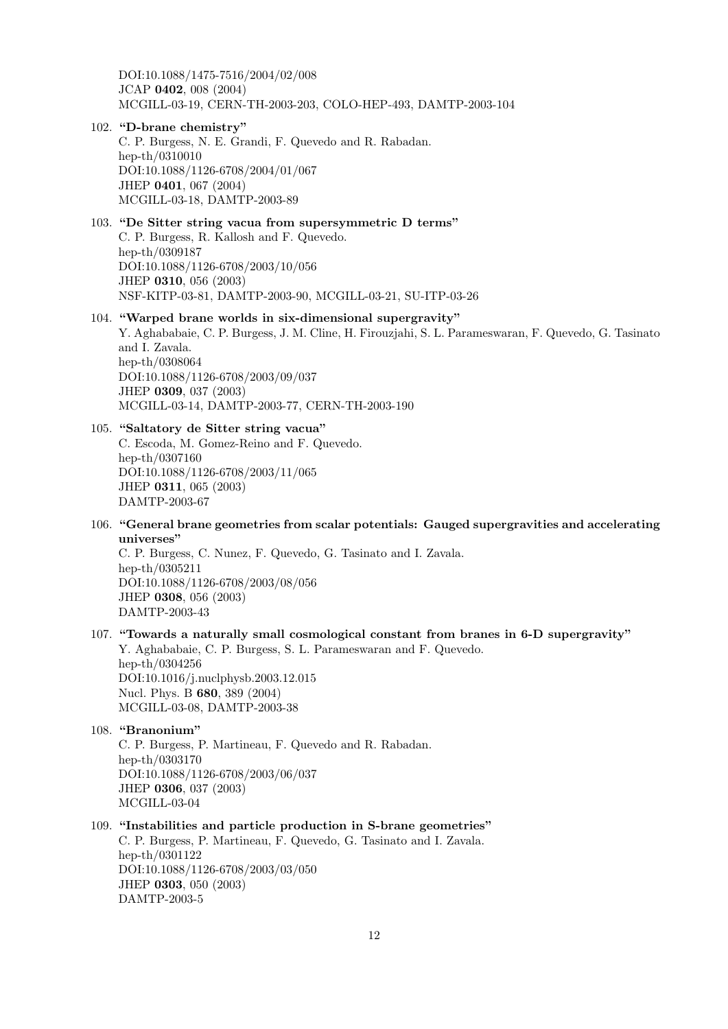DOI:10.1088/1475-7516/2004/02/008
JCAP **0402**, 008 (2004)
MCGILL-03-19, CERN-TH-2003-203, COLO-HEP-493, DAMTP-2003-104

102. **"D-brane chemistry"**
C. P. Burgess, N. E. Grandi, F. Quevedo and R. Rabadan.
hep-th/0310010
DOI:10.1088/1126-6708/2004/01/067
JHEP **0401**, 067 (2004)
MCGILL-03-18, DAMTP-2003-89

103. **"De Sitter string vacua from supersymmetric D terms"**
C. P. Burgess, R. Kallosh and F. Quevedo.
hep-th/0309187
DOI:10.1088/1126-6708/2003/10/056
JHEP **0310**, 056 (2003)
NSF-KITP-03-81, DAMTP-2003-90, MCGILL-03-21, SU-ITP-03-26

104. **"Warped brane worlds in six-dimensional supergravity"**
Y. Aghababaie, C. P. Burgess, J. M. Cline, H. Firouzjahi, S. L. Parameswaran, F. Quevedo, G. Tasinato and I. Zavala.
hep-th/0308064
DOI:10.1088/1126-6708/2003/09/037
JHEP **0309**, 037 (2003)
MCGILL-03-14, DAMTP-2003-77, CERN-TH-2003-190

105. **"Saltatory de Sitter string vacua"**
C. Escoda, M. Gomez-Reino and F. Quevedo.
hep-th/0307160
DOI:10.1088/1126-6708/2003/11/065
JHEP **0311**, 065 (2003)
DAMTP-2003-67

106. **"General brane geometries from scalar potentials: Gauged supergravities and accelerating universes"**
C. P. Burgess, C. Nunez, F. Quevedo, G. Tasinato and I. Zavala.
hep-th/0305211
DOI:10.1088/1126-6708/2003/08/056
JHEP **0308**, 056 (2003)
DAMTP-2003-43

107. **"Towards a naturally small cosmological constant from branes in 6-D supergravity"**
Y. Aghababaie, C. P. Burgess, S. L. Parameswaran and F. Quevedo.
hep-th/0304256
DOI:10.1016/j.nuclphysb.2003.12.015
Nucl. Phys. B **680**, 389 (2004)
MCGILL-03-08, DAMTP-2003-38

108. **"Branonium"**
C. P. Burgess, P. Martineau, F. Quevedo and R. Rabadan.
hep-th/0303170
DOI:10.1088/1126-6708/2003/06/037
JHEP **0306**, 037 (2003)
MCGILL-03-04

109. **"Instabilities and particle production in S-brane geometries"**
C. P. Burgess, P. Martineau, F. Quevedo, G. Tasinato and I. Zavala.
hep-th/0301122
DOI:10.1088/1126-6708/2003/03/050
JHEP **0303**, 050 (2003)
DAMTP-2003-5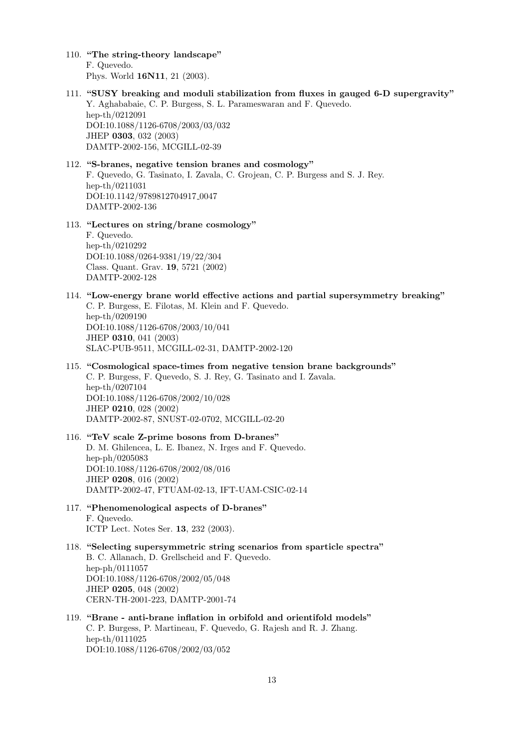110. **"The string-theory landscape"**
F. Quevedo.
Phys. World **16N11**, 21 (2003).

111. **"SUSY breaking and moduli stabilization from fluxes in gauged 6-D supergravity"**
Y. Aghababaie, C. P. Burgess, S. L. Parameswaran and F. Quevedo.
hep-th/0212091
DOI:10.1088/1126-6708/2003/03/032
JHEP **0303**, 032 (2003)
DAMTP-2002-156, MCGILL-02-39

112. **"S-branes, negative tension branes and cosmology"**
F. Quevedo, G. Tasinato, I. Zavala, C. Grojean, C. P. Burgess and S. J. Rey.
hep-th/0211031
DOI:10.1142/9789812704917_0047
DAMTP-2002-136

113. **"Lectures on string/brane cosmology"**
F. Quevedo.
hep-th/0210292
DOI:10.1088/0264-9381/19/22/304
Class. Quant. Grav. **19**, 5721 (2002)
DAMTP-2002-128

114. **"Low-energy brane world effective actions and partial supersymmetry breaking"**
C. P. Burgess, E. Filotas, M. Klein and F. Quevedo.
hep-th/0209190
DOI:10.1088/1126-6708/2003/10/041
JHEP **0310**, 041 (2003)
SLAC-PUB-9511, MCGILL-02-31, DAMTP-2002-120

115. **"Cosmological space-times from negative tension brane backgrounds"**
C. P. Burgess, F. Quevedo, S. J. Rey, G. Tasinato and I. Zavala.
hep-th/0207104
DOI:10.1088/1126-6708/2002/10/028
JHEP **0210**, 028 (2002)
DAMTP-2002-87, SNUST-02-0702, MCGILL-02-20

116. **"TeV scale Z-prime bosons from D-branes"**
D. M. Ghilencea, L. E. Ibanez, N. Irges and F. Quevedo.
hep-ph/0205083
DOI:10.1088/1126-6708/2002/08/016
JHEP **0208**, 016 (2002)
DAMTP-2002-47, FTUAM-02-13, IFT-UAM-CSIC-02-14

117. **"Phenomenological aspects of D-branes"**
F. Quevedo.
ICTP Lect. Notes Ser. **13**, 232 (2003).

118. **"Selecting supersymmetric string scenarios from sparticle spectra"**
B. C. Allanach, D. Grellscheid and F. Quevedo.
hep-ph/0111057
DOI:10.1088/1126-6708/2002/05/048
JHEP **0205**, 048 (2002)
CERN-TH-2001-223, DAMTP-2001-74

119. **"Brane - anti-brane inflation in orbifold and orientifold models"**
C. P. Burgess, P. Martineau, F. Quevedo, G. Rajesh and R. J. Zhang.
hep-th/0111025
DOI:10.1088/1126-6708/2002/03/052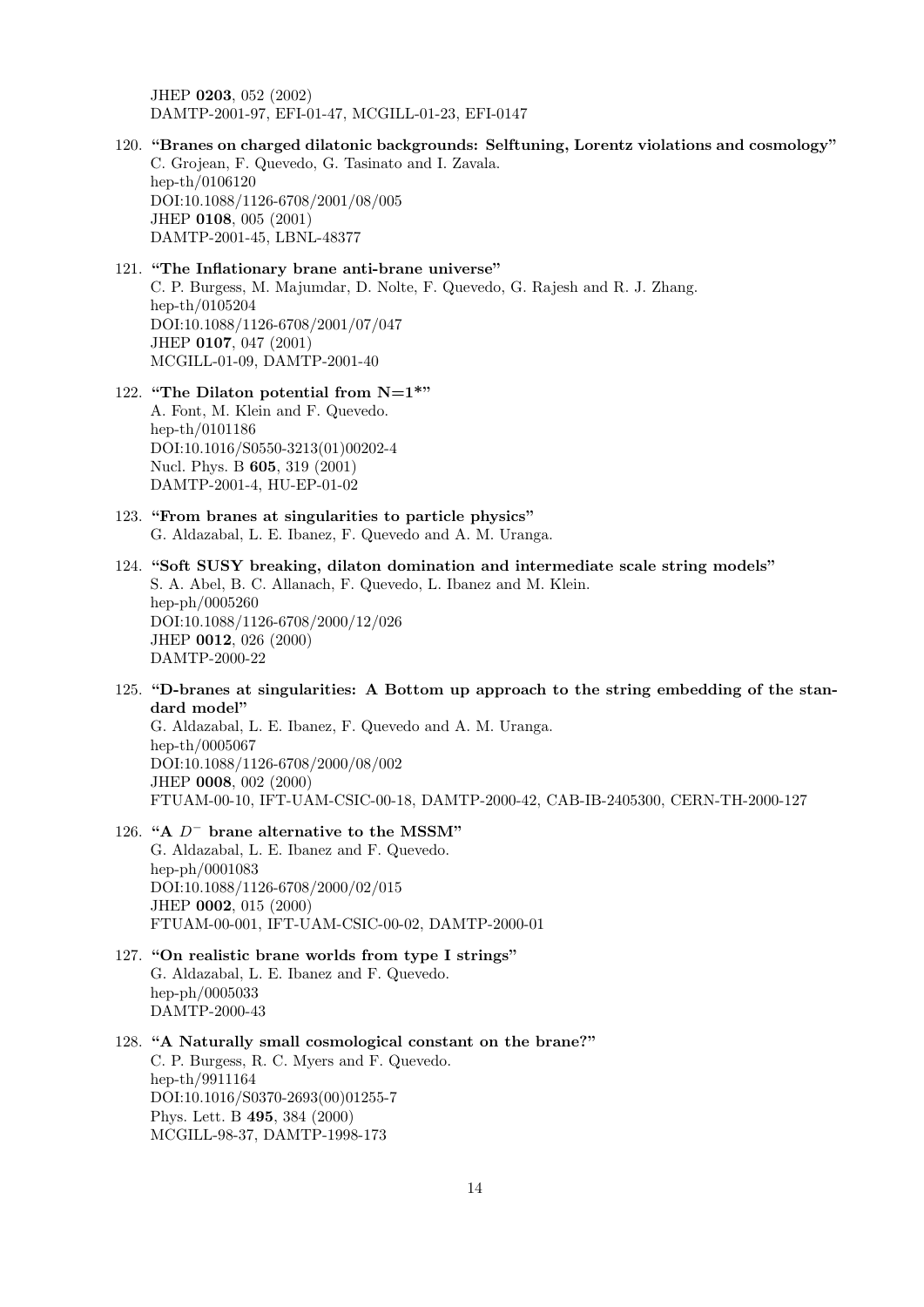JHEP **0203**, 052 (2002)
DAMTP-2001-97, EFI-01-47, MCGILL-01-23, EFI-0147

120. **"Branes on charged dilatonic backgrounds: Selftuning, Lorentz violations and cosmology"**
C. Grojean, F. Quevedo, G. Tasinato and I. Zavala.
hep-th/0106120
DOI:10.1088/1126-6708/2001/08/005
JHEP **0108**, 005 (2001)
DAMTP-2001-45, LBNL-48377

121. **"The Inflationary brane anti-brane universe"**
C. P. Burgess, M. Majumdar, D. Nolte, F. Quevedo, G. Rajesh and R. J. Zhang.
hep-th/0105204
DOI:10.1088/1126-6708/2001/07/047
JHEP **0107**, 047 (2001)
MCGILL-01-09, DAMTP-2001-40

122. **"The Dilaton potential from N=1*"**
A. Font, M. Klein and F. Quevedo.
hep-th/0101186
DOI:10.1016/S0550-3213(01)00202-4
Nucl. Phys. B **605**, 319 (2001)
DAMTP-2001-4, HU-EP-01-02

123. **"From branes at singularities to particle physics"**
G. Aldazabal, L. E. Ibanez, F. Quevedo and A. M. Uranga.

124. **"Soft SUSY breaking, dilaton domination and intermediate scale string models"**
S. A. Abel, B. C. Allanach, F. Quevedo, L. Ibanez and M. Klein.
hep-ph/0005260
DOI:10.1088/1126-6708/2000/12/026
JHEP **0012**, 026 (2000)
DAMTP-2000-22

125. **"D-branes at singularities: A Bottom up approach to the string embedding of the standard model"**
G. Aldazabal, L. E. Ibanez, F. Quevedo and A. M. Uranga.
hep-th/0005067
DOI:10.1088/1126-6708/2000/08/002
JHEP **0008**, 002 (2000)
FTUAM-00-10, IFT-UAM-CSIC-00-18, DAMTP-2000-42, CAB-IB-2405300, CERN-TH-2000-127

126. **"A $D^-$ brane alternative to the MSSM"**
G. Aldazabal, L. E. Ibanez and F. Quevedo.
hep-ph/0001083
DOI:10.1088/1126-6708/2000/02/015
JHEP **0002**, 015 (2000)
FTUAM-00-001, IFT-UAM-CSIC-00-02, DAMTP-2000-01

127. **"On realistic brane worlds from type I strings"**
G. Aldazabal, L. E. Ibanez and F. Quevedo.
hep-ph/0005033
DAMTP-2000-43

128. **"A Naturally small cosmological constant on the brane?"**
C. P. Burgess, R. C. Myers and F. Quevedo.
hep-th/9911164
DOI:10.1016/S0370-2693(00)01255-7
Phys. Lett. B **495**, 384 (2000)
MCGILL-98-37, DAMTP-1998-173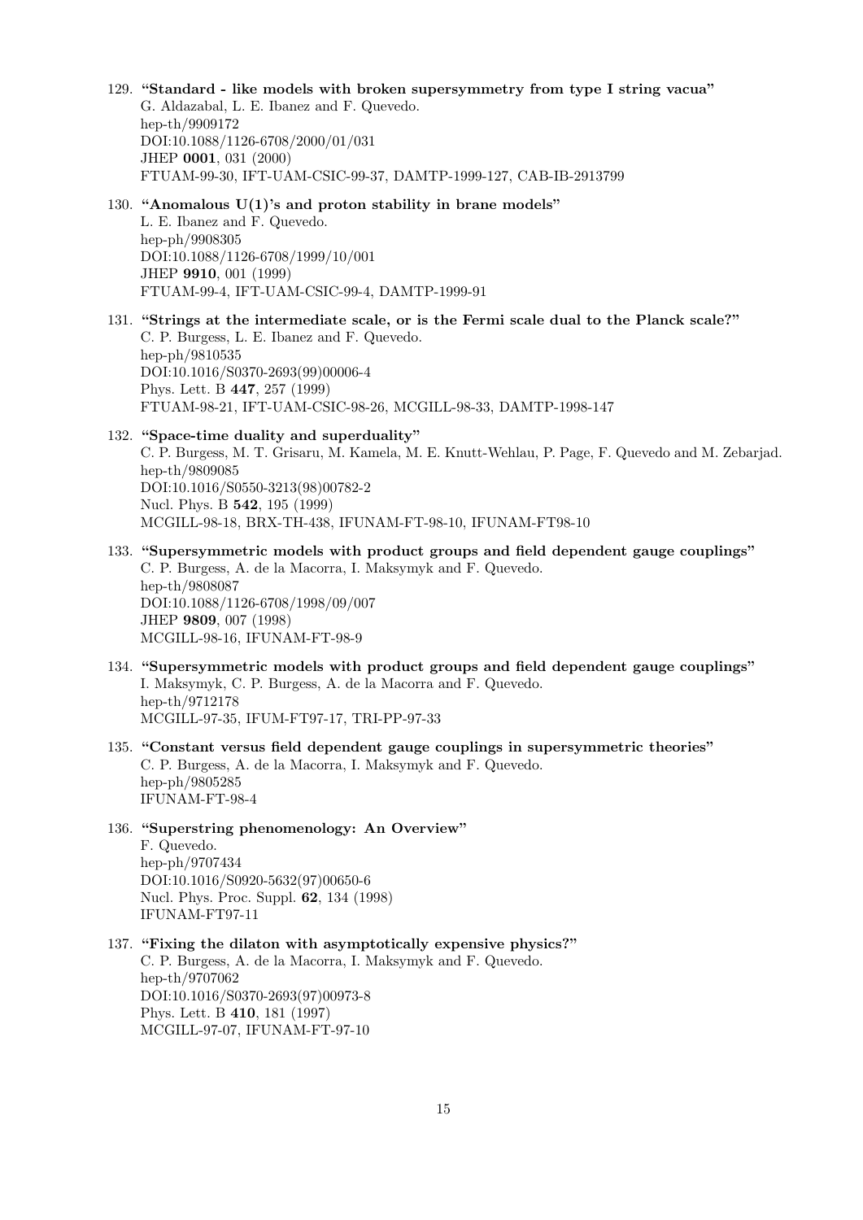129. **"Standard - like models with broken supersymmetry from type I string vacua"**
G. Aldazabal, L. E. Ibanez and F. Quevedo.
hep-th/9909172
DOI:10.1088/1126-6708/2000/01/031
JHEP **0001**, 031 (2000)
FTUAM-99-30, IFT-UAM-CSIC-99-37, DAMTP-1999-127, CAB-IB-2913799

130. **"Anomalous U(1)'s and proton stability in brane models"**
L. E. Ibanez and F. Quevedo.
hep-ph/9908305
DOI:10.1088/1126-6708/1999/10/001
JHEP **9910**, 001 (1999)
FTUAM-99-4, IFT-UAM-CSIC-99-4, DAMTP-1999-91

131. **"Strings at the intermediate scale, or is the Fermi scale dual to the Planck scale?"**
C. P. Burgess, L. E. Ibanez and F. Quevedo.
hep-ph/9810535
DOI:10.1016/S0370-2693(99)00006-4
Phys. Lett. B **447**, 257 (1999)
FTUAM-98-21, IFT-UAM-CSIC-98-26, MCGILL-98-33, DAMTP-1998-147

132. **"Space-time duality and superduality"**
C. P. Burgess, M. T. Grisaru, M. Kamela, M. E. Knutt-Wehlau, P. Page, F. Quevedo and M. Zebarjad.
hep-th/9809085
DOI:10.1016/S0550-3213(98)00782-2
Nucl. Phys. B **542**, 195 (1999)
MCGILL-98-18, BRX-TH-438, IFUNAM-FT-98-10, IFUNAM-FT98-10

133. **"Supersymmetric models with product groups and field dependent gauge couplings"**
C. P. Burgess, A. de la Macorra, I. Maksymyk and F. Quevedo.
hep-th/9808087
DOI:10.1088/1126-6708/1998/09/007
JHEP **9809**, 007 (1998)
MCGILL-98-16, IFUNAM-FT-98-9

134. **"Supersymmetric models with product groups and field dependent gauge couplings"**
I. Maksymyk, C. P. Burgess, A. de la Macorra and F. Quevedo.
hep-th/9712178
MCGILL-97-35, IFUM-FT97-17, TRI-PP-97-33

135. **"Constant versus field dependent gauge couplings in supersymmetric theories"**
C. P. Burgess, A. de la Macorra, I. Maksymyk and F. Quevedo.
hep-ph/9805285
IFUNAM-FT-98-4

136. **"Superstring phenomenology: An Overview"**
F. Quevedo.
hep-ph/9707434
DOI:10.1016/S0920-5632(97)00650-6
Nucl. Phys. Proc. Suppl. **62**, 134 (1998)
IFUNAM-FT97-11

137. **"Fixing the dilaton with asymptotically expensive physics?"**
C. P. Burgess, A. de la Macorra, I. Maksymyk and F. Quevedo.
hep-th/9707062
DOI:10.1016/S0370-2693(97)00973-8
Phys. Lett. B **410**, 181 (1997)
MCGILL-97-07, IFUNAM-FT-97-10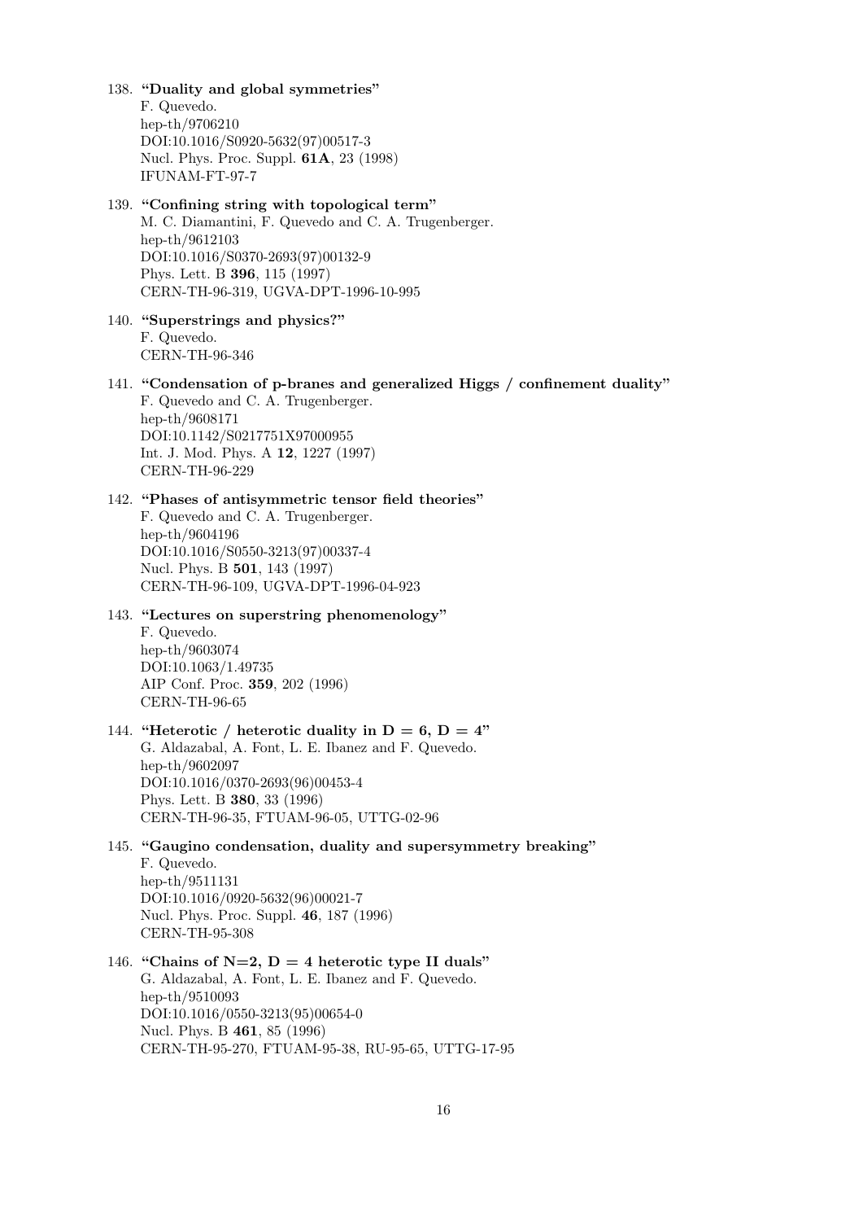138. **"Duality and global symmetries"**
F. Quevedo.
hep-th/9706210
DOI:10.1016/S0920-5632(97)00517-3
Nucl. Phys. Proc. Suppl. **61A**, 23 (1998)
IFUNAM-FT-97-7

139. **"Confining string with topological term"**
M. C. Diamantini, F. Quevedo and C. A. Trugenberger.
hep-th/9612103
DOI:10.1016/S0370-2693(97)00132-9
Phys. Lett. B **396**, 115 (1997)
CERN-TH-96-319, UGVA-DPT-1996-10-995

140. **"Superstrings and physics?"**
F. Quevedo.
CERN-TH-96-346

141. **"Condensation of p-branes and generalized Higgs / confinement duality"**
F. Quevedo and C. A. Trugenberger.
hep-th/9608171
DOI:10.1142/S0217751X97000955
Int. J. Mod. Phys. A **12**, 1227 (1997)
CERN-TH-96-229

142. **"Phases of antisymmetric tensor field theories"**
F. Quevedo and C. A. Trugenberger.
hep-th/9604196
DOI:10.1016/S0550-3213(97)00337-4
Nucl. Phys. B **501**, 143 (1997)
CERN-TH-96-109, UGVA-DPT-1996-04-923

143. **"Lectures on superstring phenomenology"**
F. Quevedo.
hep-th/9603074
DOI:10.1063/1.49735
AIP Conf. Proc. **359**, 202 (1996)
CERN-TH-96-65

144. **"Heterotic / heterotic duality in D = 6, D = 4"**
G. Aldazabal, A. Font, L. E. Ibanez and F. Quevedo.
hep-th/9602097
DOI:10.1016/0370-2693(96)00453-4
Phys. Lett. B **380**, 33 (1996)
CERN-TH-96-35, FTUAM-96-05, UTTG-02-96

145. **"Gaugino condensation, duality and supersymmetry breaking"**
F. Quevedo.
hep-th/9511131
DOI:10.1016/0920-5632(96)00021-7
Nucl. Phys. Proc. Suppl. **46**, 187 (1996)
CERN-TH-95-308

146. **"Chains of N=2, D = 4 heterotic type II duals"**
G. Aldazabal, A. Font, L. E. Ibanez and F. Quevedo.
hep-th/9510093
DOI:10.1016/0550-3213(95)00654-0
Nucl. Phys. B **461**, 85 (1996)
CERN-TH-95-270, FTUAM-95-38, RU-95-65, UTTG-17-95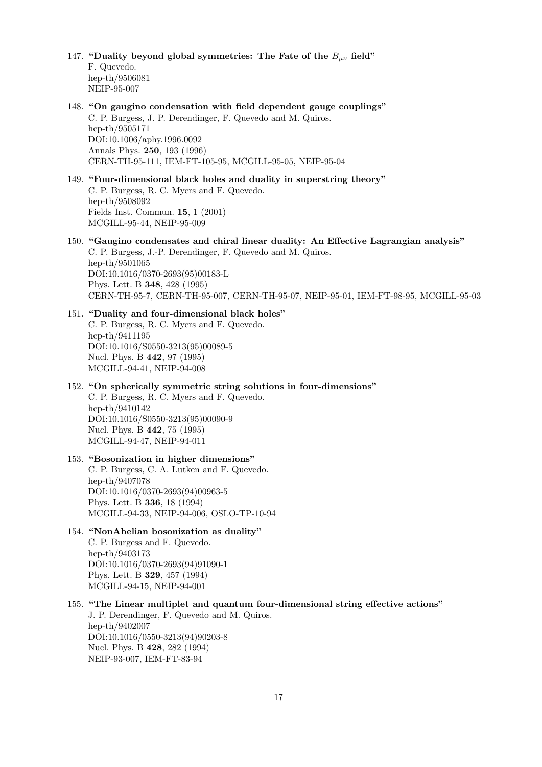147. **"Duality beyond global symmetries: The Fate of the $B_{\mu\nu}$ field"**
F. Quevedo.
hep-th/9506081
NEIP-95-007

148. **"On gaugino condensation with field dependent gauge couplings"**
C. P. Burgess, J. P. Derendinger, F. Quevedo and M. Quiros.
hep-th/9505171
DOI:10.1006/aphy.1996.0092
Annals Phys. **250**, 193 (1996)
CERN-TH-95-111, IEM-FT-105-95, MCGILL-95-05, NEIP-95-04

149. **"Four-dimensional black holes and duality in superstring theory"**
C. P. Burgess, R. C. Myers and F. Quevedo.
hep-th/9508092
Fields Inst. Commun. **15**, 1 (2001)
MCGILL-95-44, NEIP-95-009

150. **"Gaugino condensates and chiral linear duality: An Effective Lagrangian analysis"**
C. P. Burgess, J.-P. Derendinger, F. Quevedo and M. Quiros.
hep-th/9501065
DOI:10.1016/0370-2693(95)00183-L
Phys. Lett. B **348**, 428 (1995)
CERN-TH-95-7, CERN-TH-95-007, CERN-TH-95-07, NEIP-95-01, IEM-FT-98-95, MCGILL-95-03

151. **"Duality and four-dimensional black holes"**
C. P. Burgess, R. C. Myers and F. Quevedo.
hep-th/9411195
DOI:10.1016/S0550-3213(95)00089-5
Nucl. Phys. B **442**, 97 (1995)
MCGILL-94-41, NEIP-94-008

152. **"On spherically symmetric string solutions in four-dimensions"**
C. P. Burgess, R. C. Myers and F. Quevedo.
hep-th/9410142
DOI:10.1016/S0550-3213(95)00090-9
Nucl. Phys. B **442**, 75 (1995)
MCGILL-94-47, NEIP-94-011

153. **"Bosonization in higher dimensions"**
C. P. Burgess, C. A. Lutken and F. Quevedo.
hep-th/9407078
DOI:10.1016/0370-2693(94)00963-5
Phys. Lett. B **336**, 18 (1994)
MCGILL-94-33, NEIP-94-006, OSLO-TP-10-94

154. **"NonAbelian bosonization as duality"**
C. P. Burgess and F. Quevedo.
hep-th/9403173
DOI:10.1016/0370-2693(94)91090-1
Phys. Lett. B **329**, 457 (1994)
MCGILL-94-15, NEIP-94-001

155. **"The Linear multiplet and quantum four-dimensional string effective actions"**
J. P. Derendinger, F. Quevedo and M. Quiros.
hep-th/9402007
DOI:10.1016/0550-3213(94)90203-8
Nucl. Phys. B **428**, 282 (1994)
NEIP-93-007, IEM-FT-83-94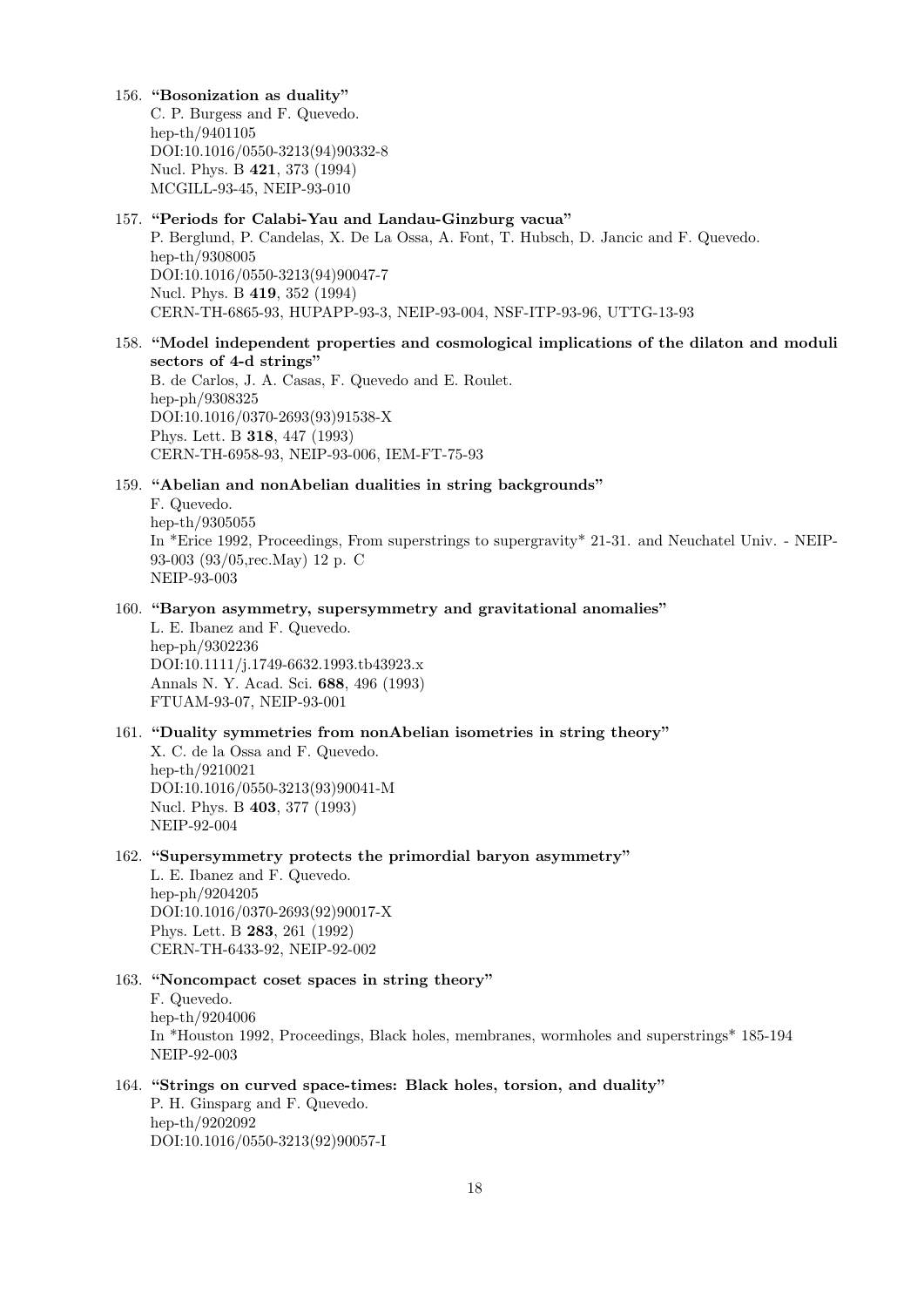156. **"Bosonization as duality"**
    C. P. Burgess and F. Quevedo.
    hep-th/9401105
    DOI:10.1016/0550-3213(94)90332-8
    Nucl. Phys. B **421**, 373 (1994)
    MCGILL-93-45, NEIP-93-010

157. **"Periods for Calabi-Yau and Landau-Ginzburg vacua"**
    P. Berglund, P. Candelas, X. De La Ossa, A. Font, T. Hubsch, D. Jancic and F. Quevedo.
    hep-th/9308005
    DOI:10.1016/0550-3213(94)90047-7
    Nucl. Phys. B **419**, 352 (1994)
    CERN-TH-6865-93, HUPAPP-93-3, NEIP-93-004, NSF-ITP-93-96, UTTG-13-93

158. **"Model independent properties and cosmological implications of the dilaton and moduli sectors of 4-d strings"**
    B. de Carlos, J. A. Casas, F. Quevedo and E. Roulet.
    hep-ph/9308325
    DOI:10.1016/0370-2693(93)91538-X
    Phys. Lett. B **318**, 447 (1993)
    CERN-TH-6958-93, NEIP-93-006, IEM-FT-75-93

159. **"Abelian and nonAbelian dualities in string backgrounds"**
    F. Quevedo.
    hep-th/9305055
    In *Erice 1992, Proceedings, From superstrings to supergravity* 21-31. and Neuchatel Univ. - NEIP-93-003 (93/05,rec.May) 12 p. C
    NEIP-93-003

160. **"Baryon asymmetry, supersymmetry and gravitational anomalies"**
    L. E. Ibanez and F. Quevedo.
    hep-ph/9302236
    DOI:10.1111/j.1749-6632.1993.tb43923.x
    Annals N. Y. Acad. Sci. **688**, 496 (1993)
    FTUAM-93-07, NEIP-93-001

161. **"Duality symmetries from nonAbelian isometries in string theory"**
    X. C. de la Ossa and F. Quevedo.
    hep-th/9210021
    DOI:10.1016/0550-3213(93)90041-M
    Nucl. Phys. B **403**, 377 (1993)
    NEIP-92-004

162. **"Supersymmetry protects the primordial baryon asymmetry"**
    L. E. Ibanez and F. Quevedo.
    hep-ph/9204205
    DOI:10.1016/0370-2693(92)90017-X
    Phys. Lett. B **283**, 261 (1992)
    CERN-TH-6433-92, NEIP-92-002

163. **"Noncompact coset spaces in string theory"**
    F. Quevedo.
    hep-th/9204006
    In *Houston 1992, Proceedings, Black holes, membranes, wormholes and superstrings* 185-194
    NEIP-92-003

164. **"Strings on curved space-times: Black holes, torsion, and duality"**
    P. H. Ginsparg and F. Quevedo.
    hep-th/9202092
    DOI:10.1016/0550-3213(92)90057-I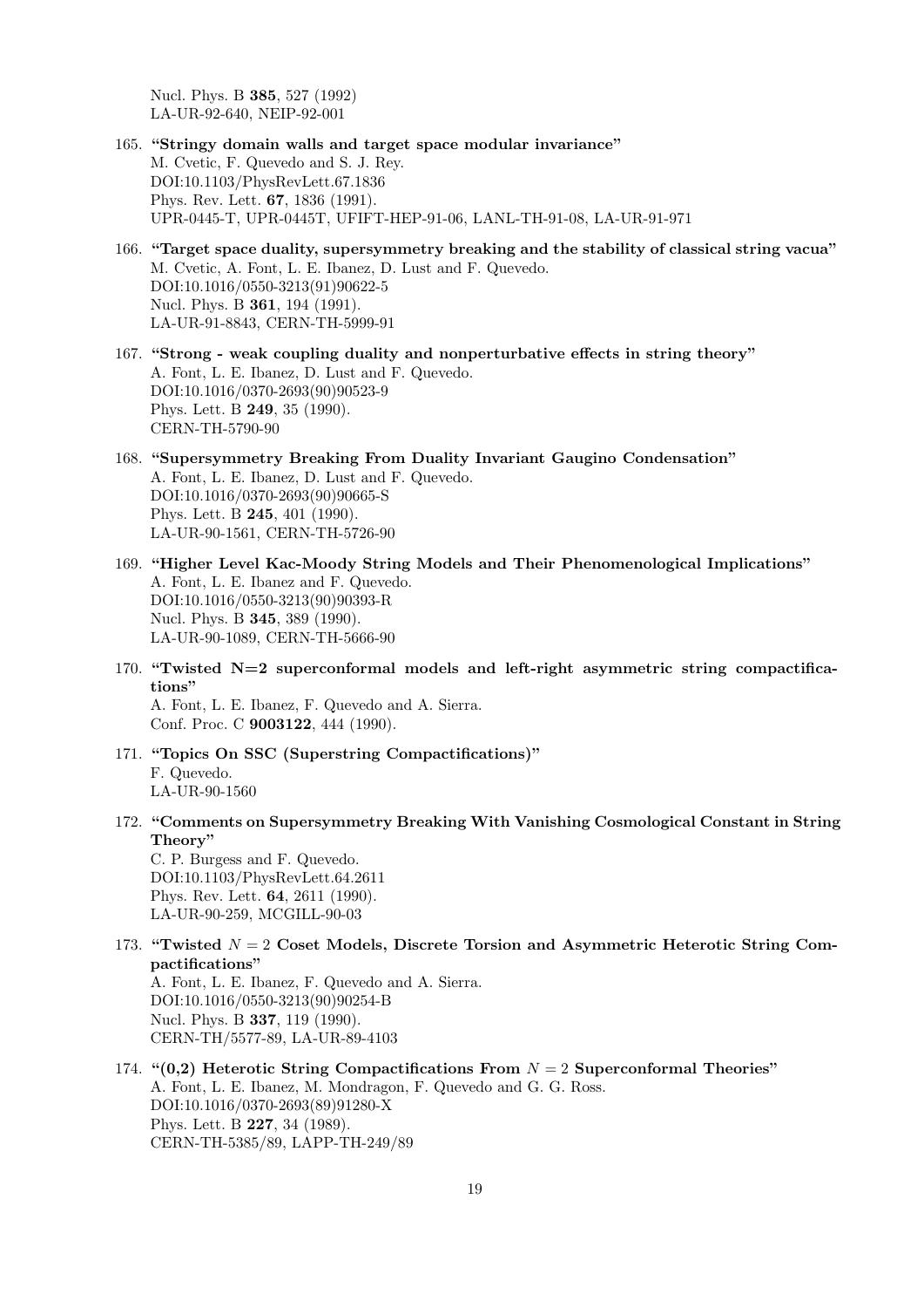Nucl. Phys. B **385**, 527 (1992)
LA-UR-92-640, NEIP-92-001

165. **"Stringy domain walls and target space modular invariance"**
M. Cvetic, F. Quevedo and S. J. Rey.
DOI:10.1103/PhysRevLett.67.1836
Phys. Rev. Lett. **67**, 1836 (1991).
UPR-0445-T, UPR-0445T, UFIFT-HEP-91-06, LANL-TH-91-08, LA-UR-91-971

166. **"Target space duality, supersymmetry breaking and the stability of classical string vacua"**
M. Cvetic, A. Font, L. E. Ibanez, D. Lust and F. Quevedo.
DOI:10.1016/0550-3213(91)90622-5
Nucl. Phys. B **361**, 194 (1991).
LA-UR-91-8843, CERN-TH-5999-91

167. **"Strong - weak coupling duality and nonperturbative effects in string theory"**
A. Font, L. E. Ibanez, D. Lust and F. Quevedo.
DOI:10.1016/0370-2693(90)90523-9
Phys. Lett. B **249**, 35 (1990).
CERN-TH-5790-90

168. **"Supersymmetry Breaking From Duality Invariant Gaugino Condensation"**
A. Font, L. E. Ibanez, D. Lust and F. Quevedo.
DOI:10.1016/0370-2693(90)90665-S
Phys. Lett. B **245**, 401 (1990).
LA-UR-90-1561, CERN-TH-5726-90

169. **"Higher Level Kac-Moody String Models and Their Phenomenological Implications"**
A. Font, L. E. Ibanez and F. Quevedo.
DOI:10.1016/0550-3213(90)90393-R
Nucl. Phys. B **345**, 389 (1990).
LA-UR-90-1089, CERN-TH-5666-90

170. **"Twisted N=2 superconformal models and left-right asymmetric string compactifications"**
A. Font, L. E. Ibanez, F. Quevedo and A. Sierra.
Conf. Proc. C **9003122**, 444 (1990).

171. **"Topics On SSC (Superstring Compactifications)"**
F. Quevedo.
LA-UR-90-1560

172. **"Comments on Supersymmetry Breaking With Vanishing Cosmological Constant in String Theory"**
C. P. Burgess and F. Quevedo.
DOI:10.1103/PhysRevLett.64.2611
Phys. Rev. Lett. **64**, 2611 (1990).
LA-UR-90-259, MCGILL-90-03

173. **"Twisted $N = 2$ Coset Models, Discrete Torsion and Asymmetric Heterotic String Compactifications"**
A. Font, L. E. Ibanez, F. Quevedo and A. Sierra.
DOI:10.1016/0550-3213(90)90254-B
Nucl. Phys. B **337**, 119 (1990).
CERN-TH/5577-89, LA-UR-89-4103

174. **"(0,2) Heterotic String Compactifications From $N = 2$ Superconformal Theories"**
A. Font, L. E. Ibanez, M. Mondragon, F. Quevedo and G. G. Ross.
DOI:10.1016/0370-2693(89)91280-X
Phys. Lett. B **227**, 34 (1989).
CERN-TH-5385/89, LAPP-TH-249/89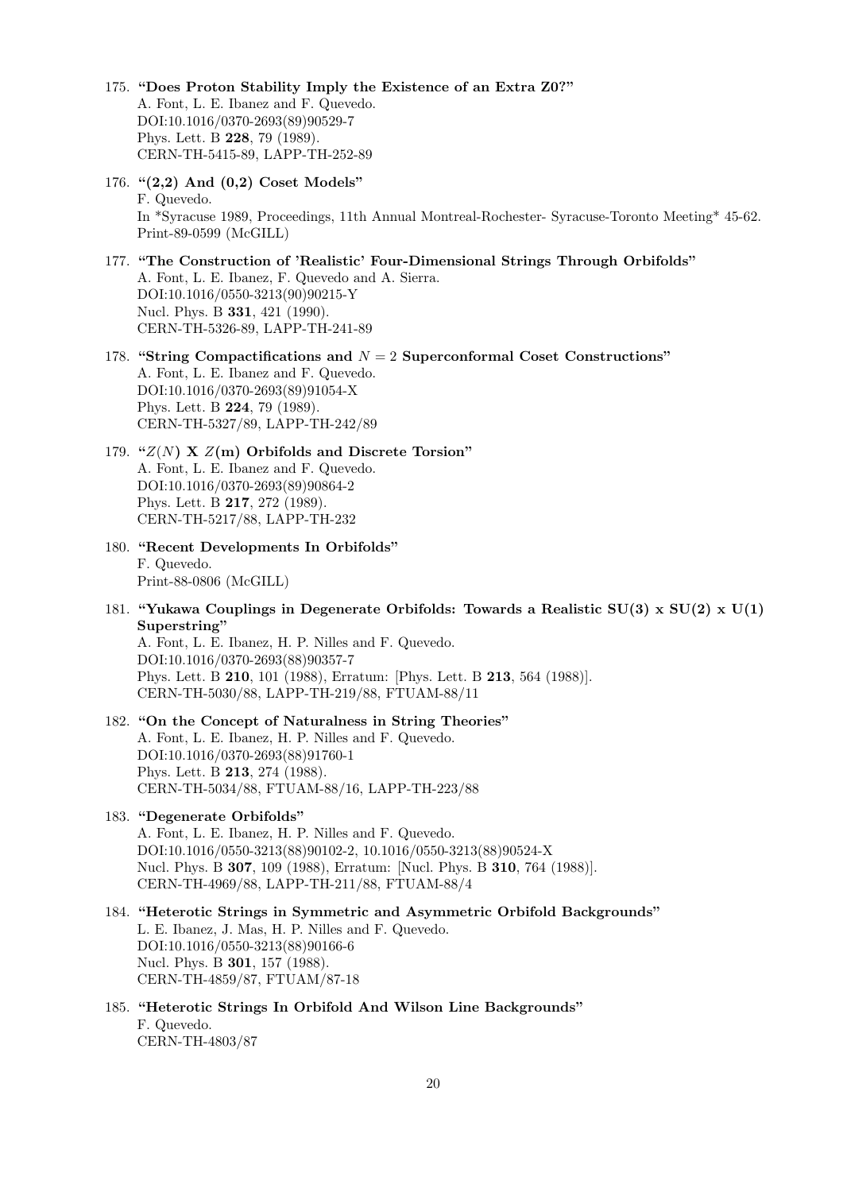175. **"Does Proton Stability Imply the Existence of an Extra Z0?"**
   A. Font, L. E. Ibanez and F. Quevedo.
   DOI:10.1016/0370-2693(89)90529-7
   Phys. Lett. B **228**, 79 (1989).
   CERN-TH-5415-89, LAPP-TH-252-89

176. **"(2,2) And (0,2) Coset Models"**
   F. Quevedo.
   In *Syracuse 1989, Proceedings, 11th Annual Montreal-Rochester- Syracuse-Toronto Meeting* 45-62.
   Print-89-0599 (McGILL)

177. **"The Construction of 'Realistic' Four-Dimensional Strings Through Orbifolds"**
   A. Font, L. E. Ibanez, F. Quevedo and A. Sierra.
   DOI:10.1016/0550-3213(90)90215-Y
   Nucl. Phys. B **331**, 421 (1990).
   CERN-TH-5326-89, LAPP-TH-241-89

178. **"String Compactifications and $N = 2$ Superconformal Coset Constructions"**
   A. Font, L. E. Ibanez and F. Quevedo.
   DOI:10.1016/0370-2693(89)91054-X
   Phys. Lett. B **224**, 79 (1989).
   CERN-TH-5327/89, LAPP-TH-242/89

179. **"$Z(N)$ X $Z$(m) Orbifolds and Discrete Torsion"**
   A. Font, L. E. Ibanez and F. Quevedo.
   DOI:10.1016/0370-2693(89)90864-2
   Phys. Lett. B **217**, 272 (1989).
   CERN-TH-5217/88, LAPP-TH-232

180. **"Recent Developments In Orbifolds"**
   F. Quevedo.
   Print-88-0806 (McGILL)

181. **"Yukawa Couplings in Degenerate Orbifolds: Towards a Realistic SU(3) x SU(2) x U(1) Superstring"**
   A. Font, L. E. Ibanez, H. P. Nilles and F. Quevedo.
   DOI:10.1016/0370-2693(88)90357-7
   Phys. Lett. B **210**, 101 (1988), Erratum: [Phys. Lett. B **213**, 564 (1988)].
   CERN-TH-5030/88, LAPP-TH-219/88, FTUAM-88/11

182. **"On the Concept of Naturalness in String Theories"**
   A. Font, L. E. Ibanez, H. P. Nilles and F. Quevedo.
   DOI:10.1016/0370-2693(88)91760-1
   Phys. Lett. B **213**, 274 (1988).
   CERN-TH-5034/88, FTUAM-88/16, LAPP-TH-223/88

183. **"Degenerate Orbifolds"**
   A. Font, L. E. Ibanez, H. P. Nilles and F. Quevedo.
   DOI:10.1016/0550-3213(88)90102-2, 10.1016/0550-3213(88)90524-X
   Nucl. Phys. B **307**, 109 (1988), Erratum: [Nucl. Phys. B **310**, 764 (1988)].
   CERN-TH-4969/88, LAPP-TH-211/88, FTUAM-88/4

184. **"Heterotic Strings in Symmetric and Asymmetric Orbifold Backgrounds"**
   L. E. Ibanez, J. Mas, H. P. Nilles and F. Quevedo.
   DOI:10.1016/0550-3213(88)90166-6
   Nucl. Phys. B **301**, 157 (1988).
   CERN-TH-4859/87, FTUAM/87-18

185. **"Heterotic Strings In Orbifold And Wilson Line Backgrounds"**
   F. Quevedo.
   CERN-TH-4803/87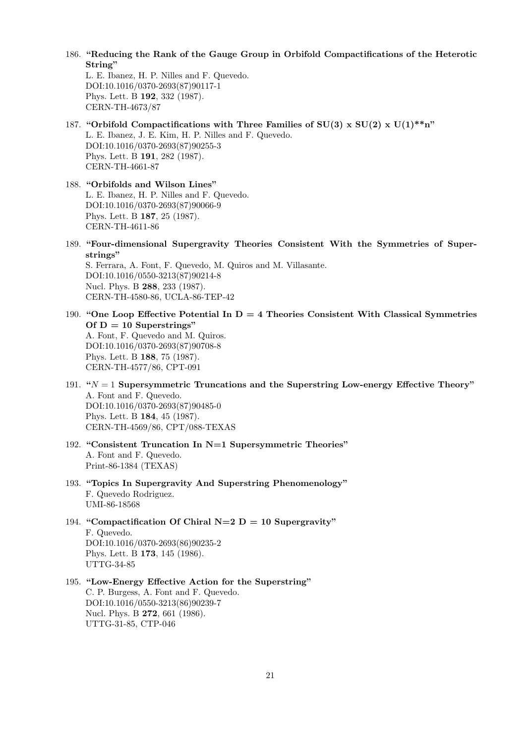186. **"Reducing the Rank of the Gauge Group in Orbifold Compactifications of the Heterotic String"**
L. E. Ibanez, H. P. Nilles and F. Quevedo.
DOI:10.1016/0370-2693(87)90117-1
Phys. Lett. B **192**, 332 (1987).
CERN-TH-4673/87

187. **"Orbifold Compactifications with Three Families of SU(3) x SU(2) x U(1)**n"**
L. E. Ibanez, J. E. Kim, H. P. Nilles and F. Quevedo.
DOI:10.1016/0370-2693(87)90255-3
Phys. Lett. B **191**, 282 (1987).
CERN-TH-4661-87

188. **"Orbifolds and Wilson Lines"**
L. E. Ibanez, H. P. Nilles and F. Quevedo.
DOI:10.1016/0370-2693(87)90066-9
Phys. Lett. B **187**, 25 (1987).
CERN-TH-4611-86

189. **"Four-dimensional Supergravity Theories Consistent With the Symmetries of Superstrings"**
S. Ferrara, A. Font, F. Quevedo, M. Quiros and M. Villasante.
DOI:10.1016/0550-3213(87)90214-8
Nucl. Phys. B **288**, 233 (1987).
CERN-TH-4580-86, UCLA-86-TEP-42

190. **"One Loop Effective Potential In D = 4 Theories Consistent With Classical Symmetries Of D = 10 Superstrings"**
A. Font, F. Quevedo and M. Quiros.
DOI:10.1016/0370-2693(87)90708-8
Phys. Lett. B **188**, 75 (1987).
CERN-TH-4577/86, CPT-091

191. **"$N = 1$ Supersymmetric Truncations and the Superstring Low-energy Effective Theory"**
A. Font and F. Quevedo.
DOI:10.1016/0370-2693(87)90485-0
Phys. Lett. B **184**, 45 (1987).
CERN-TH-4569/86, CPT/088-TEXAS

192. **"Consistent Truncation In N=1 Supersymmetric Theories"**
A. Font and F. Quevedo.
Print-86-1384 (TEXAS)

193. **"Topics In Supergravity And Superstring Phenomenology"**
F. Quevedo Rodriguez.
UMI-86-18568

194. **"Compactification Of Chiral N=2 D = 10 Supergravity"**
F. Quevedo.
DOI:10.1016/0370-2693(86)90235-2
Phys. Lett. B **173**, 145 (1986).
UTTG-34-85

195. **"Low-Energy Effective Action for the Superstring"**
C. P. Burgess, A. Font and F. Quevedo.
DOI:10.1016/0550-3213(86)90239-7
Nucl. Phys. B **272**, 661 (1986).
UTTG-31-85, CTP-046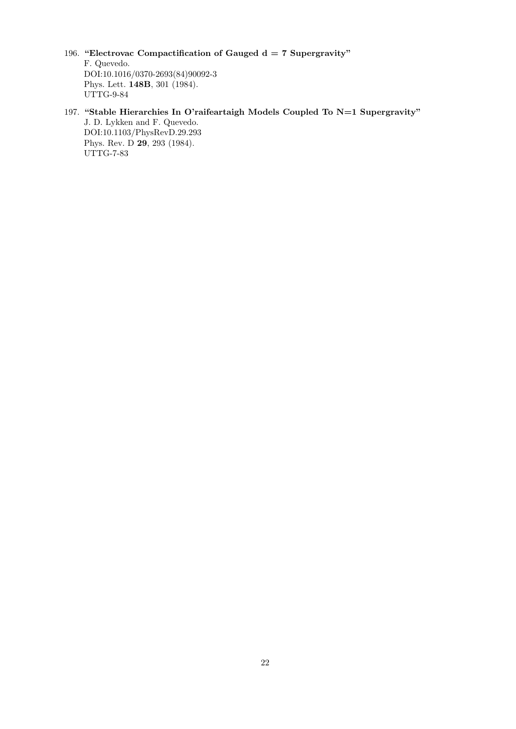196. **"Electrovac Compactification of Gauged d = 7 Supergravity"**
 F. Quevedo.
 DOI:10.1016/0370-2693(84)90092-3
 Phys. Lett. **148B**, 301 (1984).
 UTTG-9-84

197. **"Stable Hierarchies In O'raifeartaigh Models Coupled To N=1 Supergravity"**
 J. D. Lykken and F. Quevedo.
 DOI:10.1103/PhysRevD.29.293
 Phys. Rev. D **29**, 293 (1984).
 UTTG-7-83